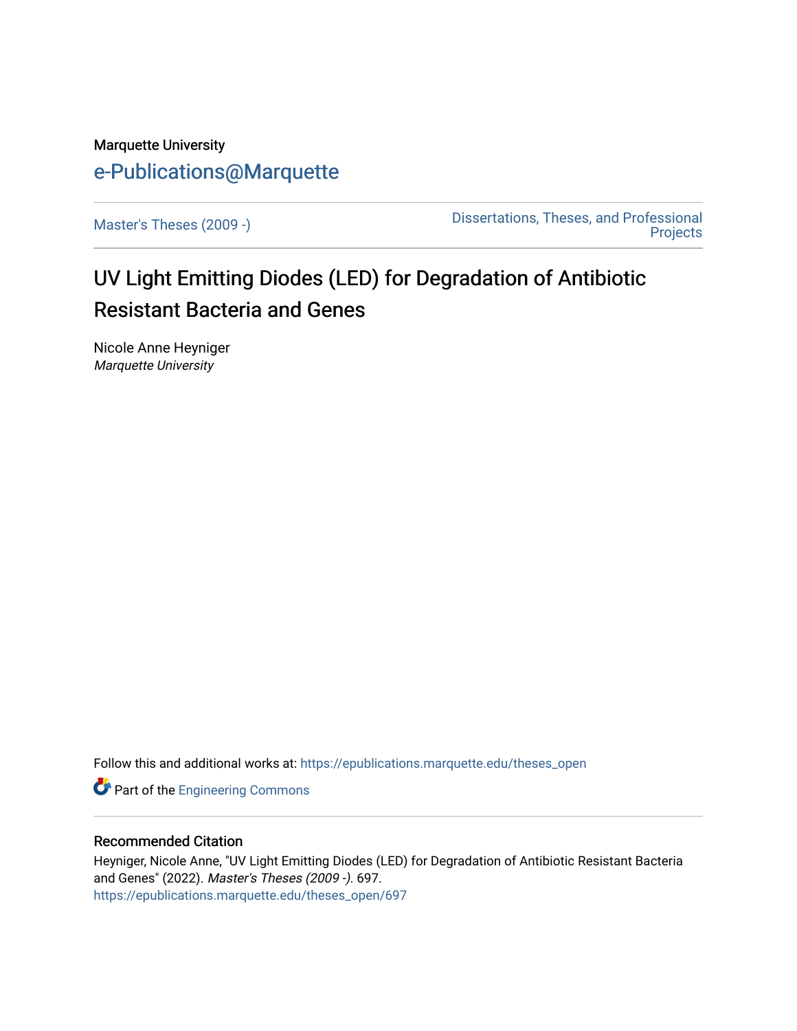Marquette University

e-Publications@Marquette

Master's Theses (2009 -)

Dissertations, Theses, and Professional Projects

# UV Light Emitting Diodes (LED) for Degradation of Antibiotic Resistant Bacteria and Genes

Nicole Anne Heyniger
*Marquette University*

Follow this and additional works at: https://epublications.marquette.edu/theses_open

Part of the Engineering Commons

## Recommended Citation

Heyniger, Nicole Anne, "UV Light Emitting Diodes (LED) for Degradation of Antibiotic Resistant Bacteria and Genes" (2022). *Master's Theses (2009 -)*. 697.
https://epublications.marquette.edu/theses_open/697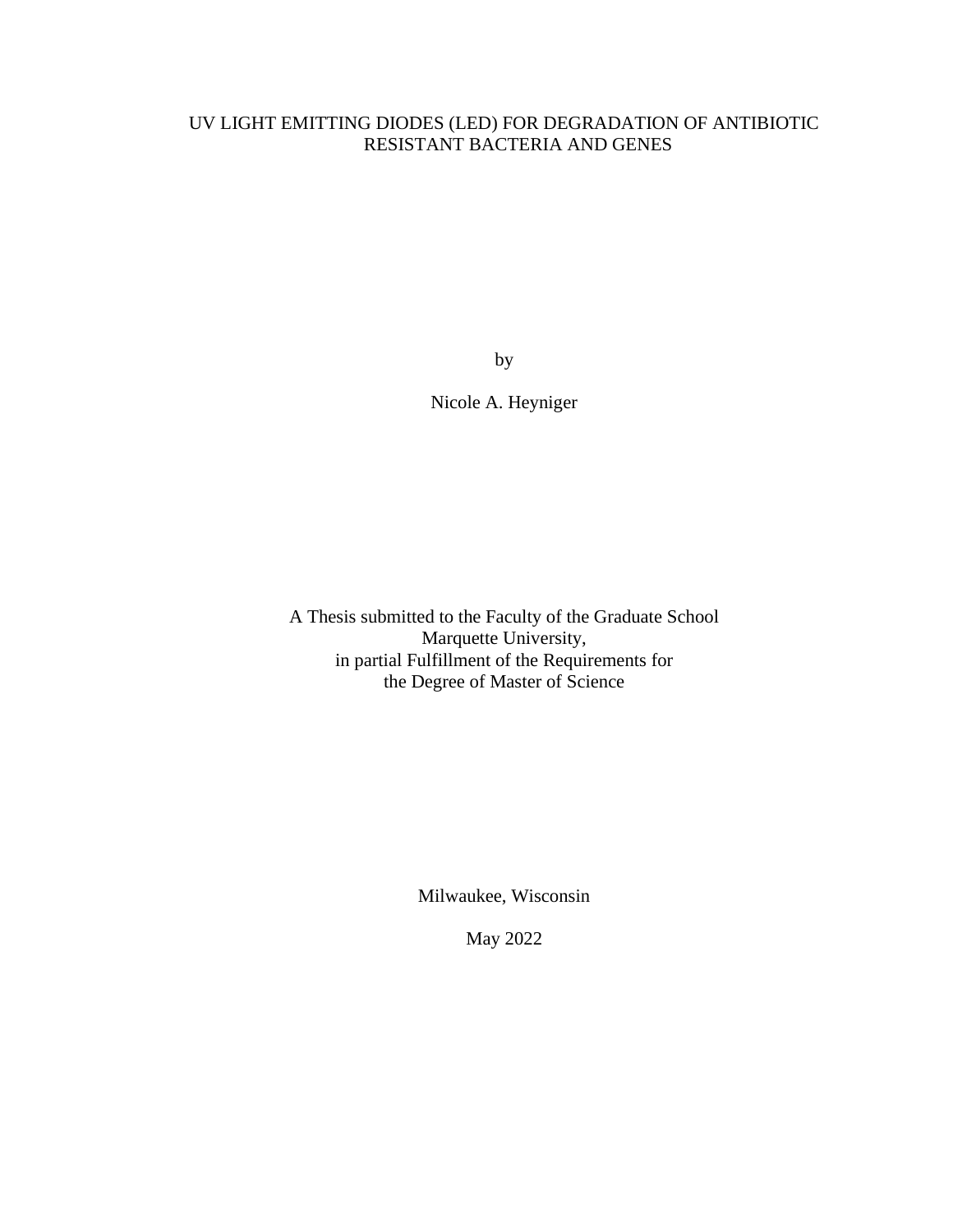# UV LIGHT EMITTING DIODES (LED) FOR DEGRADATION OF ANTIBIOTIC RESISTANT BACTERIA AND GENES

by

Nicole A. Heyniger

A Thesis submitted to the Faculty of the Graduate School
Marquette University,
in partial Fulfillment of the Requirements for
the Degree of Master of Science

Milwaukee, Wisconsin

May 2022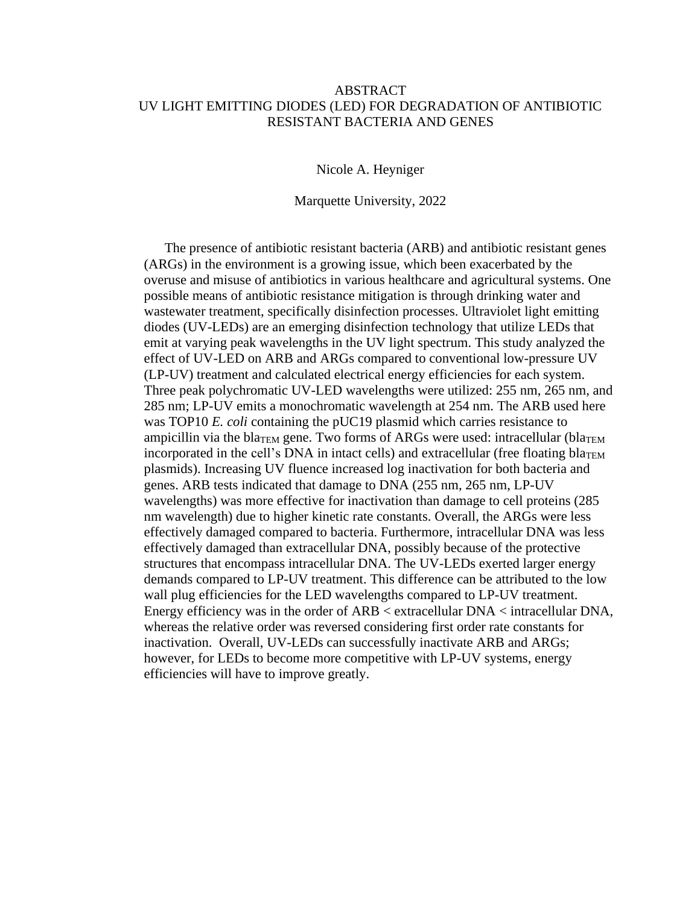# ABSTRACT
# UV LIGHT EMITTING DIODES (LED) FOR DEGRADATION OF ANTIBIOTIC RESISTANT BACTERIA AND GENES

Nicole A. Heyniger

Marquette University, 2022

The presence of antibiotic resistant bacteria (ARB) and antibiotic resistant genes (ARGs) in the environment is a growing issue, which been exacerbated by the overuse and misuse of antibiotics in various healthcare and agricultural systems. One possible means of antibiotic resistance mitigation is through drinking water and wastewater treatment, specifically disinfection processes. Ultraviolet light emitting diodes (UV-LEDs) are an emerging disinfection technology that utilize LEDs that emit at varying peak wavelengths in the UV light spectrum. This study analyzed the effect of UV-LED on ARB and ARGs compared to conventional low-pressure UV (LP-UV) treatment and calculated electrical energy efficiencies for each system. Three peak polychromatic UV-LED wavelengths were utilized: 255 nm, 265 nm, and 285 nm; LP-UV emits a monochromatic wavelength at 254 nm. The ARB used here was TOP10 *E. coli* containing the pUC19 plasmid which carries resistance to ampicillin via the $bla_{TEM}$ gene. Two forms of ARGs were used: intracellular ($bla_{TEM}$ incorporated in the cell's DNA in intact cells) and extracellular (free floating $bla_{TEM}$ plasmids). Increasing UV fluence increased log inactivation for both bacteria and genes. ARB tests indicated that damage to DNA (255 nm, 265 nm, LP-UV wavelengths) was more effective for inactivation than damage to cell proteins (285 nm wavelength) due to higher kinetic rate constants. Overall, the ARGs were less effectively damaged compared to bacteria. Furthermore, intracellular DNA was less effectively damaged than extracellular DNA, possibly because of the protective structures that encompass intracellular DNA. The UV-LEDs exerted larger energy demands compared to LP-UV treatment. This difference can be attributed to the low wall plug efficiencies for the LED wavelengths compared to LP-UV treatment. Energy efficiency was in the order of ARB < extracellular DNA < intracellular DNA, whereas the relative order was reversed considering first order rate constants for inactivation. Overall, UV-LEDs can successfully inactivate ARB and ARGs; however, for LEDs to become more competitive with LP-UV systems, energy efficiencies will have to improve greatly.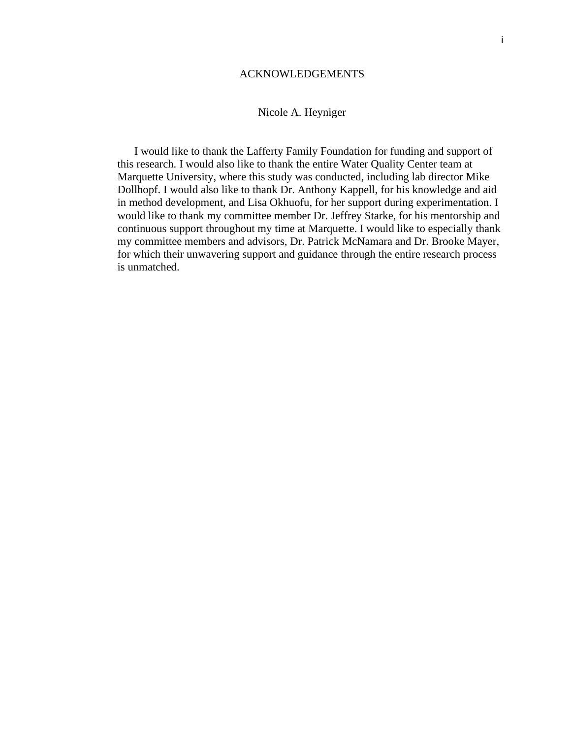# ACKNOWLEDGEMENTS

Nicole A. Heyniger

I would like to thank the Lafferty Family Foundation for funding and support of this research. I would also like to thank the entire Water Quality Center team at Marquette University, where this study was conducted, including lab director Mike Dollhopf. I would also like to thank Dr. Anthony Kappell, for his knowledge and aid in method development, and Lisa Okhuofu, for her support during experimentation. I would like to thank my committee member Dr. Jeffrey Starke, for his mentorship and continuous support throughout my time at Marquette. I would like to especially thank my committee members and advisors, Dr. Patrick McNamara and Dr. Brooke Mayer, for which their unwavering support and guidance through the entire research process is unmatched.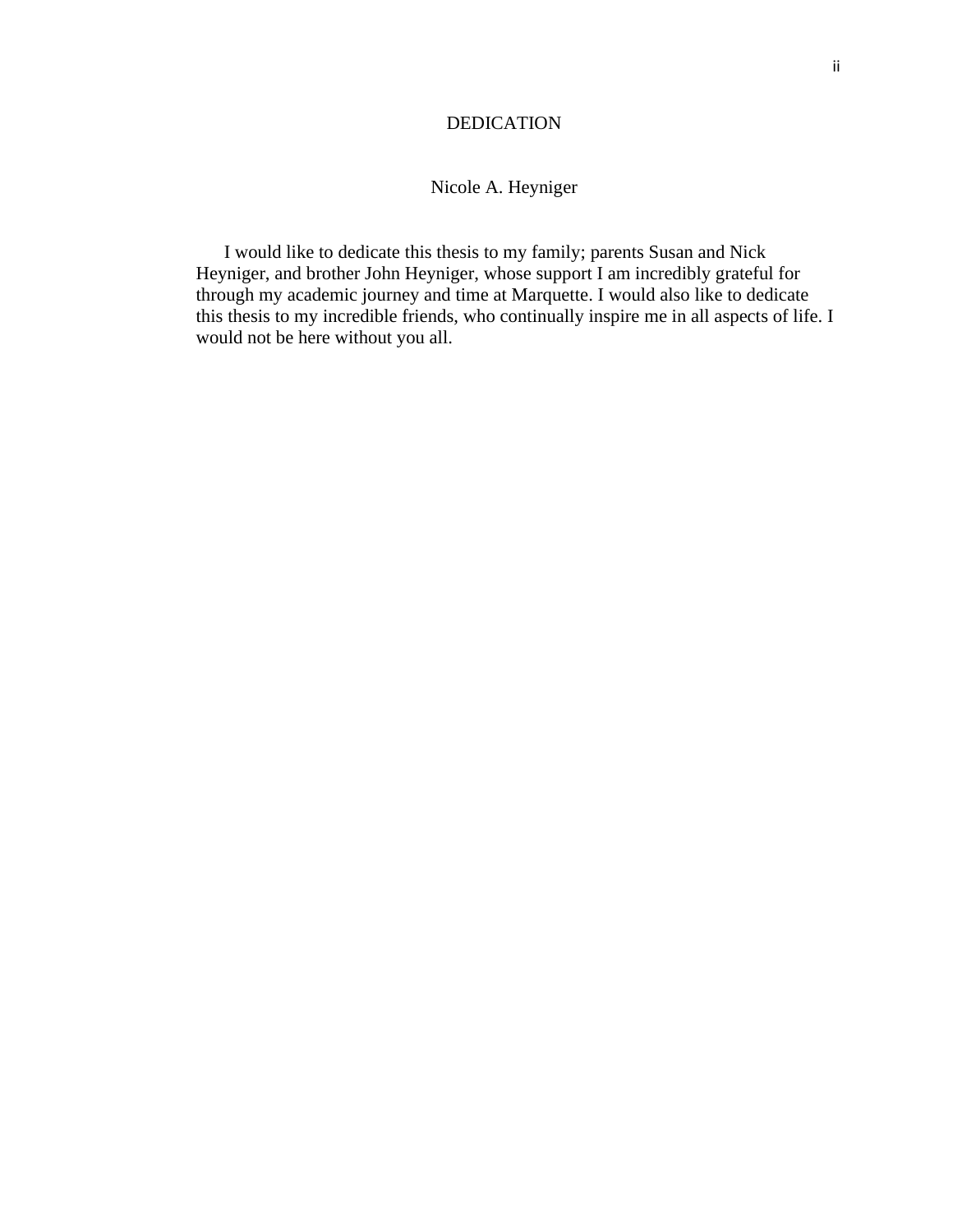# DEDICATION

Nicole A. Heyniger

I would like to dedicate this thesis to my family; parents Susan and Nick Heyniger, and brother John Heyniger, whose support I am incredibly grateful for through my academic journey and time at Marquette. I would also like to dedicate this thesis to my incredible friends, who continually inspire me in all aspects of life. I would not be here without you all.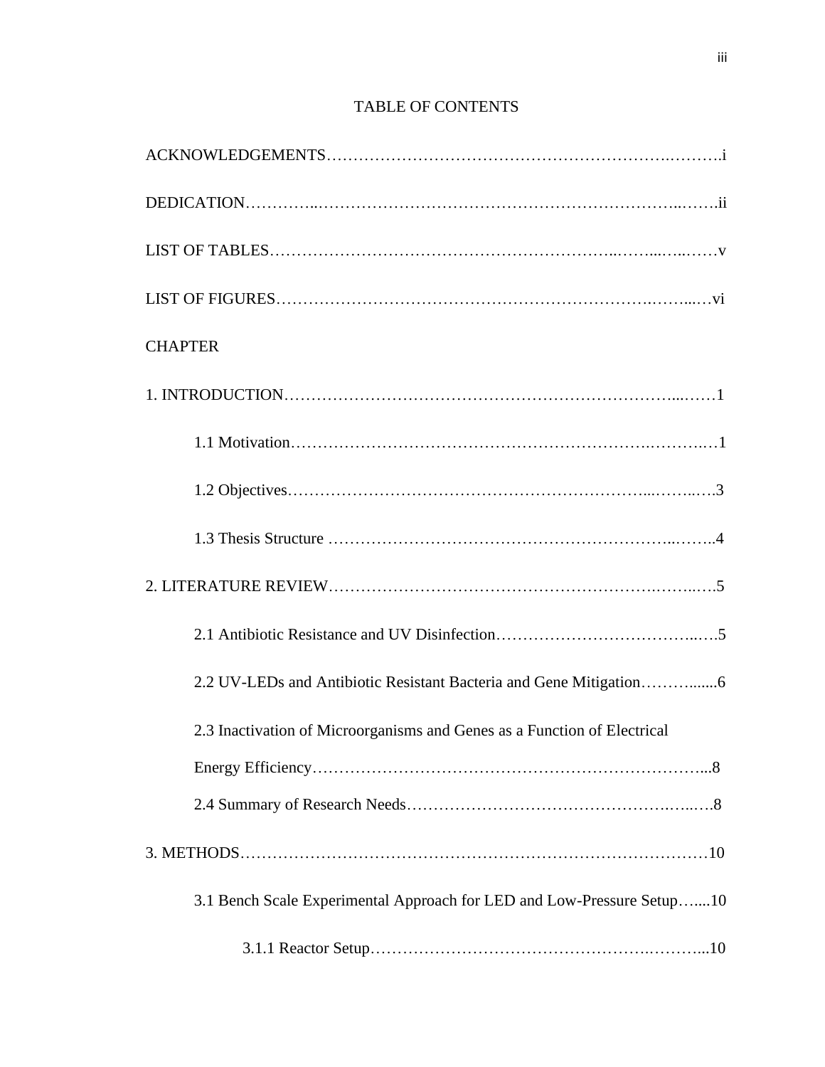# TABLE OF CONTENTS

ACKNOWLEDGEMENTS……………………………………………………………………….i

DEDICATION…………………………………………………………………………….ii

LIST OF TABLES………………………………………………………………………v

LIST OF FIGURES……………………………………………………………………vi

CHAPTER

1. INTRODUCTION………………………………………………………………………1

    1.1 Motivation……………………………………………………………………1

    1.2 Objectives……………………………………………………………………3

    1.3 Thesis Structure ……………………………………………………………4

2. LITERATURE REVIEW………………………………………………………………5

    2.1 Antibiotic Resistance and UV Disinfection…………………………………5

    2.2 UV-LEDs and Antibiotic Resistant Bacteria and Gene Mitigation……….......6

    2.3 Inactivation of Microorganisms and Genes as a Function of Electrical Energy Efficiency…………………………………………………………………...8

    2.4 Summary of Research Needs…………………………………………………8

3. METHODS……………………………………………………………………………10

    3.1 Bench Scale Experimental Approach for LED and Low-Pressure Setup…....10

        3.1.1 Reactor Setup…………………………………………………………...10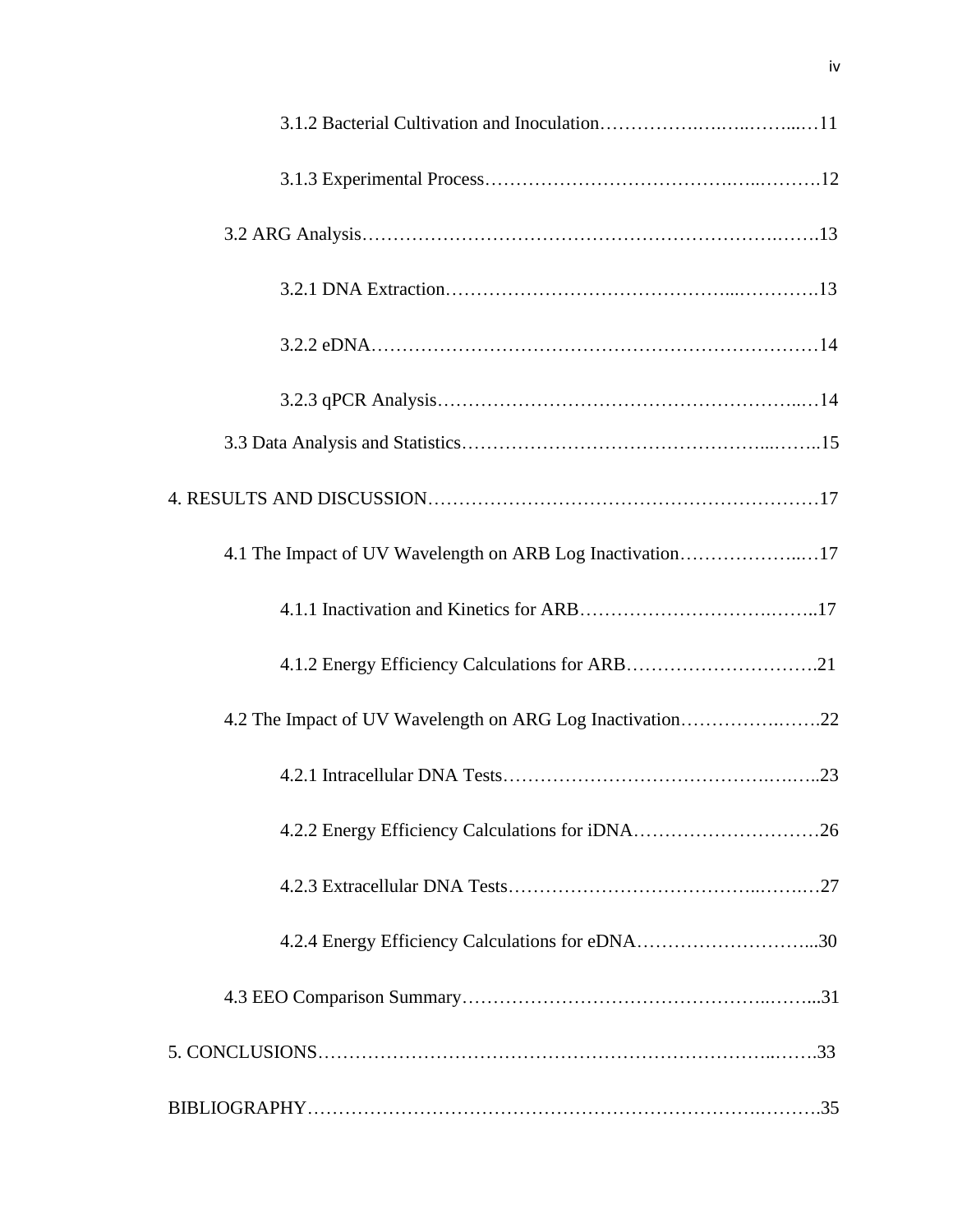3.1.2 Bacterial Cultivation and Inoculation……………….….…..……...…11

3.1.3 Experimental Process……………………………………….…..……….12

3.2 ARG Analysis…………………………………………………………….…….13

3.2.1 DNA Extraction……………………………………...………….13

3.2.2 eDNA……………………………………………………………….14

3.2.3 qPCR Analysis…………………………………………………..…14

3.3 Data Analysis and Statistics…………………………………………...……..15

4. RESULTS AND DISCUSSION………………………………………………………17

4.1 The Impact of UV Wavelength on ARB Log Inactivation………………..…17

4.1.1 Inactivation and Kinetics for ARB…………………………….……..17

4.1.2 Energy Efficiency Calculations for ARB………………………….21

4.2 The Impact of UV Wavelength on ARG Log Inactivation…………….…….22

4.2.1 Intracellular DNA Tests……………………………………….….…..23

4.2.2 Energy Efficiency Calculations for iDNA…………………………26

4.2.3 Extracellular DNA Tests……………………………………..…….…27

4.2.4 Energy Efficiency Calculations for eDNA………………………...30

4.3 EEO Comparison Summary…………………………………………..……...31

5. CONCLUSIONS…………………………………………………………………..…….33

BIBLIOGRAPHY……………………………………………………………….……….35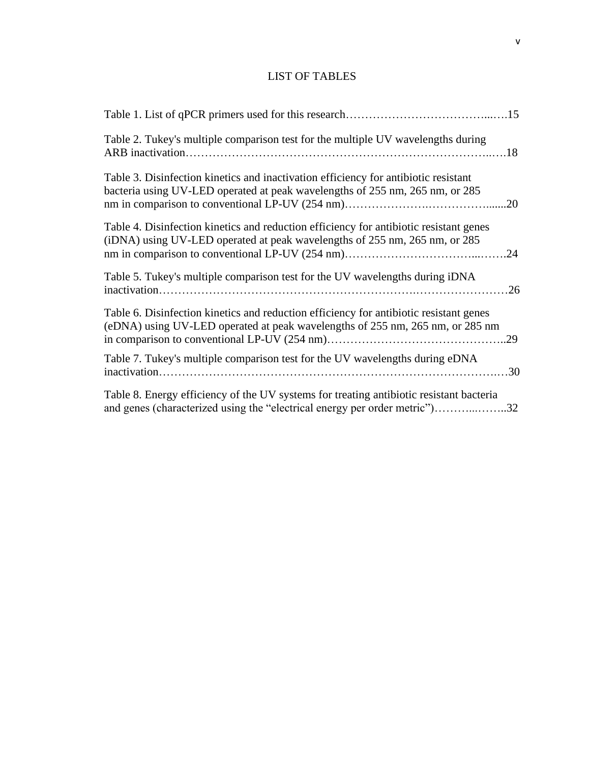# LIST OF TABLES

Table 1. List of qPCR primers used for this research……………………………...….15

Table 2. Tukey's multiple comparison test for the multiple UV wavelengths during ARB inactivation……………………………………………………………………..….18

Table 3. Disinfection kinetics and inactivation efficiency for antibiotic resistant bacteria using UV-LED operated at peak wavelengths of 255 nm, 265 nm, or 285 nm in comparison to conventional LP-UV (254 nm)………………….……………......20

Table 4. Disinfection kinetics and reduction efficiency for antibiotic resistant genes (iDNA) using UV-LED operated at peak wavelengths of 255 nm, 265 nm, or 285 nm in comparison to conventional LP-UV (254 nm)…………………………...…….24

Table 5. Tukey's multiple comparison test for the UV wavelengths during iDNA inactivation……………………………………………………….……………………26

Table 6. Disinfection kinetics and reduction efficiency for antibiotic resistant genes (eDNA) using UV-LED operated at peak wavelengths of 255 nm, 265 nm, or 285 nm in comparison to conventional LP-UV (254 nm)……………………………………..29

Table 7. Tukey's multiple comparison test for the UV wavelengths during eDNA inactivation…………………………………….…………………………………….…30

Table 8. Energy efficiency of the UV systems for treating antibiotic resistant bacteria and genes (characterized using the "electrical energy per order metric")………...……..32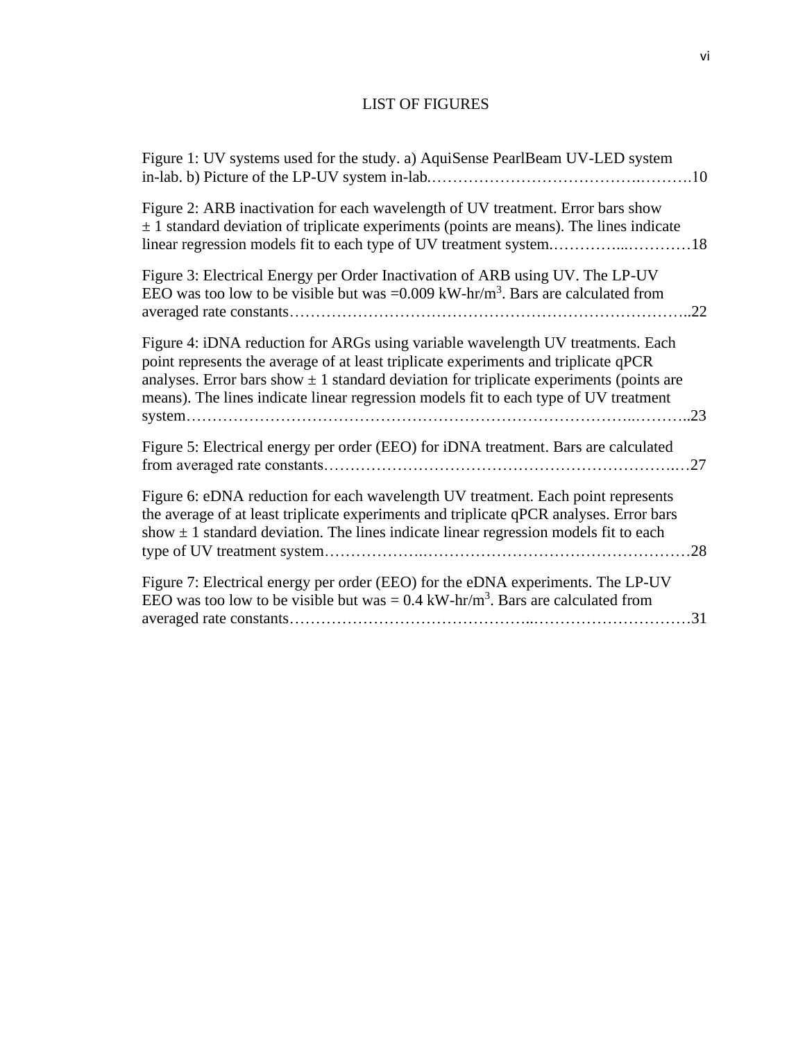# LIST OF FIGURES

Figure 1: UV systems used for the study. a) AquiSense PearlBeam UV-LED system in-lab. b) Picture of the LP-UV system in-lab.……………………………………………10

Figure 2: ARB inactivation for each wavelength of UV treatment. Error bars show ± 1 standard deviation of triplicate experiments (points are means). The lines indicate linear regression models fit to each type of UV treatment system.…………………………18

Figure 3: Electrical Energy per Order Inactivation of ARB using UV. The LP-UV EEO was too low to be visible but was =0.009 kW-hr/$m^3$. Bars are calculated from averaged rate constants…………………………………………………………………..22

Figure 4: iDNA reduction for ARGs using variable wavelength UV treatments. Each point represents the average of at least triplicate experiments and triplicate qPCR analyses. Error bars show ± 1 standard deviation for triplicate experiments (points are means). The lines indicate linear regression models fit to each type of UV treatment system…………………………………………………………………………………..23

Figure 5: Electrical energy per order (EEO) for iDNA treatment. Bars are calculated from averaged rate constants…………………………………………………………….27

Figure 6: eDNA reduction for each wavelength UV treatment. Each point represents the average of at least triplicate experiments and triplicate qPCR analyses. Error bars show ± 1 standard deviation. The lines indicate linear regression models fit to each type of UV treatment system…………………………………………………………………28

Figure 7: Electrical energy per order (EEO) for the eDNA experiments. The LP-UV EEO was too low to be visible but was = 0.4 kW-hr/$m^3$. Bars are calculated from averaged rate constants……………………………………………………………………31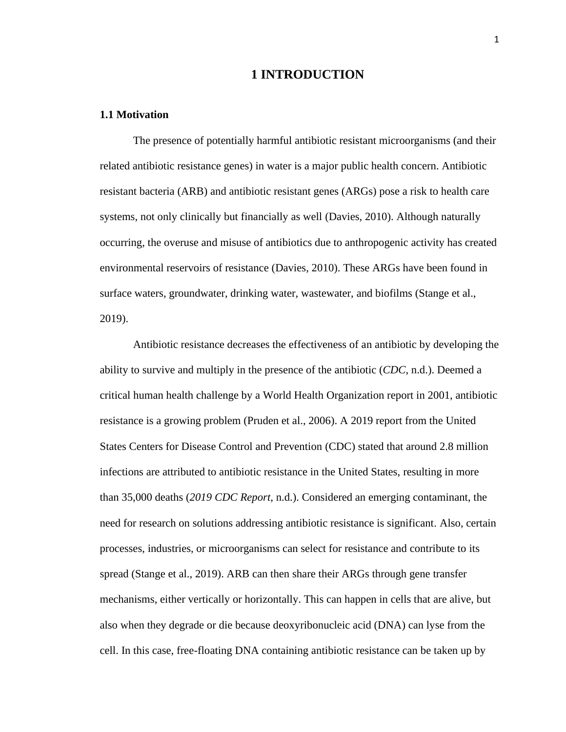# 1 INTRODUCTION

## 1.1 Motivation

The presence of potentially harmful antibiotic resistant microorganisms (and their related antibiotic resistance genes) in water is a major public health concern. Antibiotic resistant bacteria (ARB) and antibiotic resistant genes (ARGs) pose a risk to health care systems, not only clinically but financially as well (Davies, 2010). Although naturally occurring, the overuse and misuse of antibiotics due to anthropogenic activity has created environmental reservoirs of resistance (Davies, 2010). These ARGs have been found in surface waters, groundwater, drinking water, wastewater, and biofilms (Stange et al., 2019).

Antibiotic resistance decreases the effectiveness of an antibiotic by developing the ability to survive and multiply in the presence of the antibiotic (*CDC*, n.d.). Deemed a critical human health challenge by a World Health Organization report in 2001, antibiotic resistance is a growing problem (Pruden et al., 2006). A 2019 report from the United States Centers for Disease Control and Prevention (CDC) stated that around 2.8 million infections are attributed to antibiotic resistance in the United States, resulting in more than 35,000 deaths (*2019 CDC Report*, n.d.). Considered an emerging contaminant, the need for research on solutions addressing antibiotic resistance is significant. Also, certain processes, industries, or microorganisms can select for resistance and contribute to its spread (Stange et al., 2019). ARB can then share their ARGs through gene transfer mechanisms, either vertically or horizontally. This can happen in cells that are alive, but also when they degrade or die because deoxyribonucleic acid (DNA) can lyse from the cell. In this case, free-floating DNA containing antibiotic resistance can be taken up by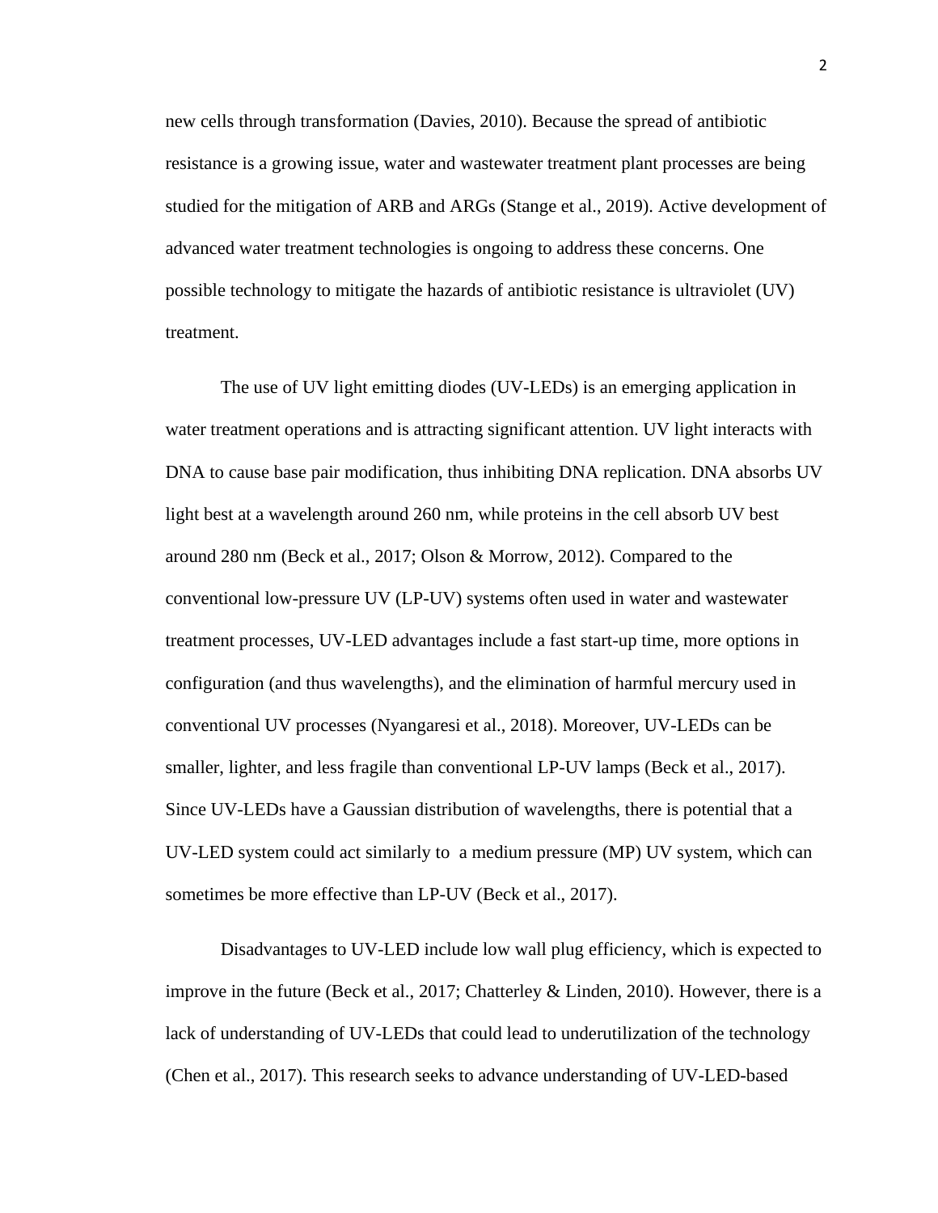new cells through transformation (Davies, 2010). Because the spread of antibiotic resistance is a growing issue, water and wastewater treatment plant processes are being studied for the mitigation of ARB and ARGs (Stange et al., 2019). Active development of advanced water treatment technologies is ongoing to address these concerns. One possible technology to mitigate the hazards of antibiotic resistance is ultraviolet (UV) treatment.

The use of UV light emitting diodes (UV-LEDs) is an emerging application in water treatment operations and is attracting significant attention. UV light interacts with DNA to cause base pair modification, thus inhibiting DNA replication. DNA absorbs UV light best at a wavelength around 260 nm, while proteins in the cell absorb UV best around 280 nm (Beck et al., 2017; Olson & Morrow, 2012). Compared to the conventional low-pressure UV (LP-UV) systems often used in water and wastewater treatment processes, UV-LED advantages include a fast start-up time, more options in configuration (and thus wavelengths), and the elimination of harmful mercury used in conventional UV processes (Nyangaresi et al., 2018). Moreover, UV-LEDs can be smaller, lighter, and less fragile than conventional LP-UV lamps (Beck et al., 2017). Since UV-LEDs have a Gaussian distribution of wavelengths, there is potential that a UV-LED system could act similarly to a medium pressure (MP) UV system, which can sometimes be more effective than LP-UV (Beck et al., 2017).

Disadvantages to UV-LED include low wall plug efficiency, which is expected to improve in the future (Beck et al., 2017; Chatterley & Linden, 2010). However, there is a lack of understanding of UV-LEDs that could lead to underutilization of the technology (Chen et al., 2017). This research seeks to advance understanding of UV-LED-based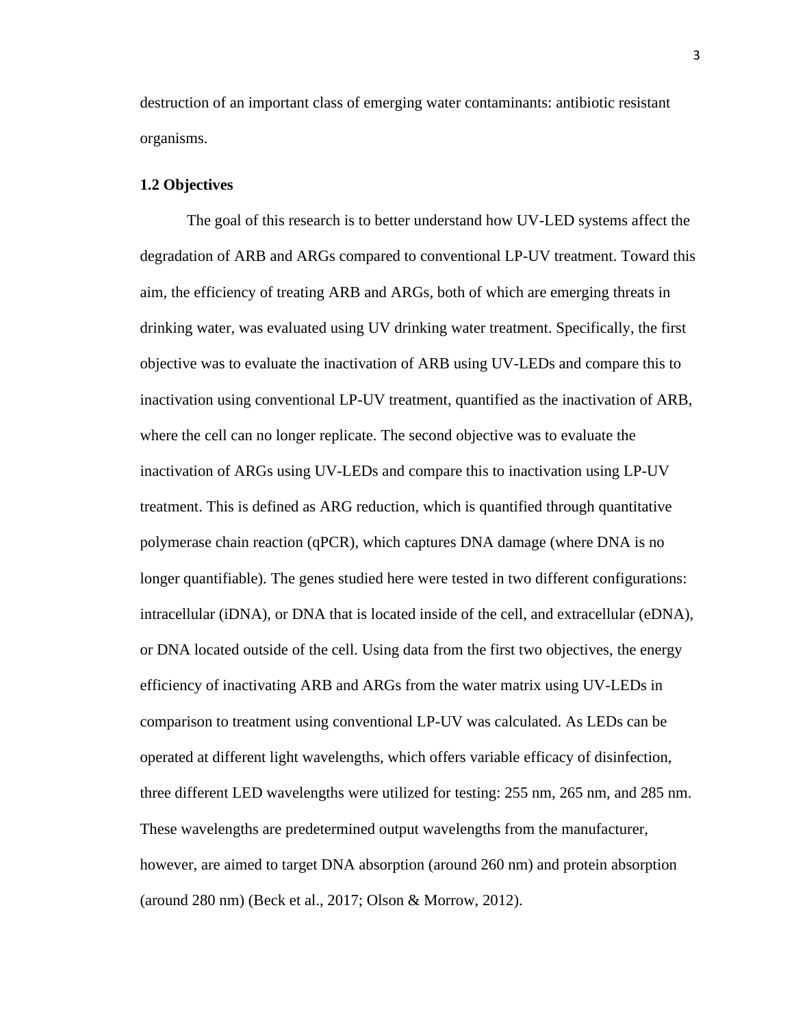destruction of an important class of emerging water contaminants: antibiotic resistant organisms.

### 1.2 Objectives

The goal of this research is to better understand how UV-LED systems affect the degradation of ARB and ARGs compared to conventional LP-UV treatment. Toward this aim, the efficiency of treating ARB and ARGs, both of which are emerging threats in drinking water, was evaluated using UV drinking water treatment. Specifically, the first objective was to evaluate the inactivation of ARB using UV-LEDs and compare this to inactivation using conventional LP-UV treatment, quantified as the inactivation of ARB, where the cell can no longer replicate. The second objective was to evaluate the inactivation of ARGs using UV-LEDs and compare this to inactivation using LP-UV treatment. This is defined as ARG reduction, which is quantified through quantitative polymerase chain reaction (qPCR), which captures DNA damage (where DNA is no longer quantifiable). The genes studied here were tested in two different configurations: intracellular (iDNA), or DNA that is located inside of the cell, and extracellular (eDNA), or DNA located outside of the cell. Using data from the first two objectives, the energy efficiency of inactivating ARB and ARGs from the water matrix using UV-LEDs in comparison to treatment using conventional LP-UV was calculated. As LEDs can be operated at different light wavelengths, which offers variable efficacy of disinfection, three different LED wavelengths were utilized for testing: 255 nm, 265 nm, and 285 nm. These wavelengths are predetermined output wavelengths from the manufacturer, however, are aimed to target DNA absorption (around 260 nm) and protein absorption (around 280 nm) (Beck et al., 2017; Olson & Morrow, 2012).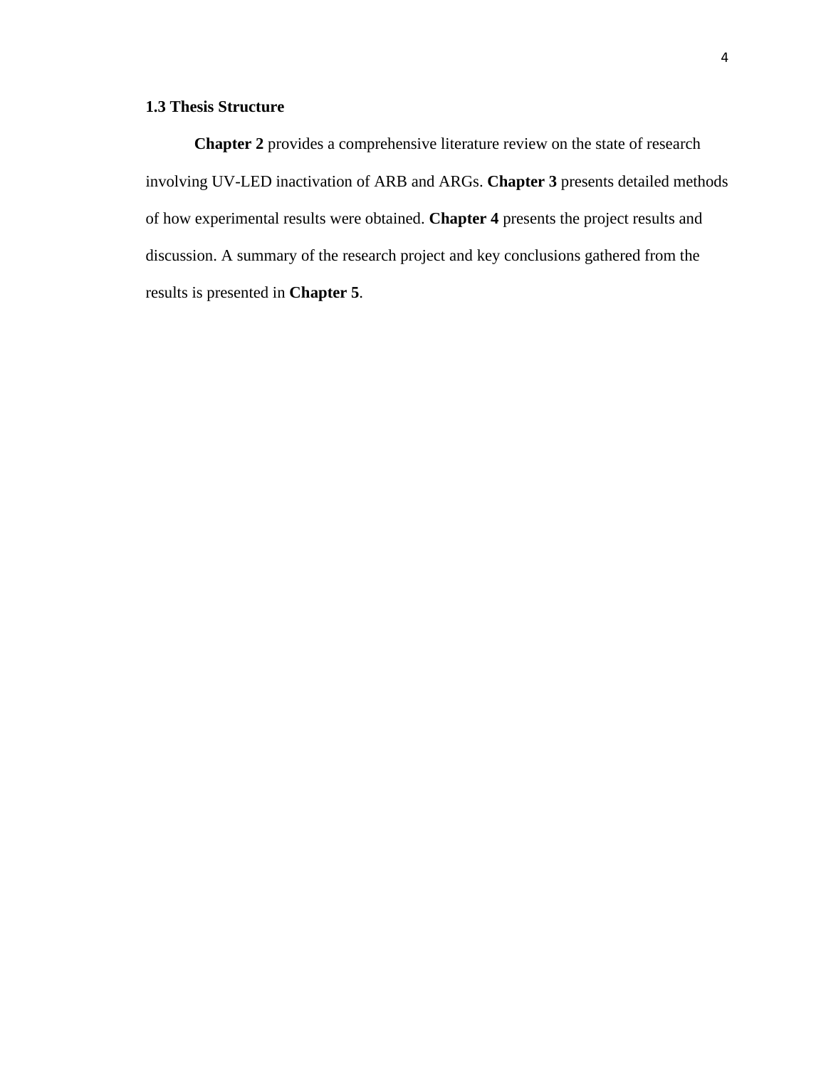### 1.3 Thesis Structure

**Chapter 2** provides a comprehensive literature review on the state of research involving UV-LED inactivation of ARB and ARGs. **Chapter 3** presents detailed methods of how experimental results were obtained. **Chapter 4** presents the project results and discussion. A summary of the research project and key conclusions gathered from the results is presented in **Chapter 5**.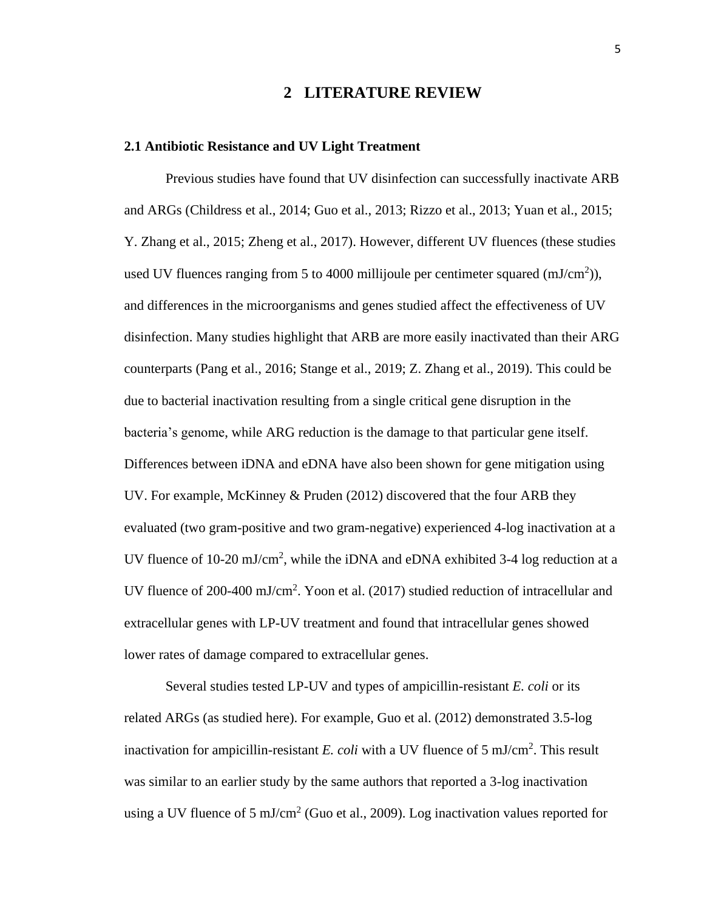# 2 LITERATURE REVIEW

## 2.1 Antibiotic Resistance and UV Light Treatment

Previous studies have found that UV disinfection can successfully inactivate ARB and ARGs (Childress et al., 2014; Guo et al., 2013; Rizzo et al., 2013; Yuan et al., 2015; Y. Zhang et al., 2015; Zheng et al., 2017). However, different UV fluences (these studies used UV fluences ranging from 5 to 4000 millijoule per centimeter squared (mJ/cm$^2$)), and differences in the microorganisms and genes studied affect the effectiveness of UV disinfection. Many studies highlight that ARB are more easily inactivated than their ARG counterparts (Pang et al., 2016; Stange et al., 2019; Z. Zhang et al., 2019). This could be due to bacterial inactivation resulting from a single critical gene disruption in the bacteria's genome, while ARG reduction is the damage to that particular gene itself. Differences between iDNA and eDNA have also been shown for gene mitigation using UV. For example, McKinney & Pruden (2012) discovered that the four ARB they evaluated (two gram-positive and two gram-negative) experienced 4-log inactivation at a UV fluence of 10-20 mJ/cm$^2$, while the iDNA and eDNA exhibited 3-4 log reduction at a UV fluence of 200-400 mJ/cm$^2$. Yoon et al. (2017) studied reduction of intracellular and extracellular genes with LP-UV treatment and found that intracellular genes showed lower rates of damage compared to extracellular genes.

Several studies tested LP-UV and types of ampicillin-resistant *E. coli* or its related ARGs (as studied here). For example, Guo et al. (2012) demonstrated 3.5-log inactivation for ampicillin-resistant *E. coli* with a UV fluence of 5 mJ/cm$^2$. This result was similar to an earlier study by the same authors that reported a 3-log inactivation using a UV fluence of 5 mJ/cm$^2$ (Guo et al., 2009). Log inactivation values reported for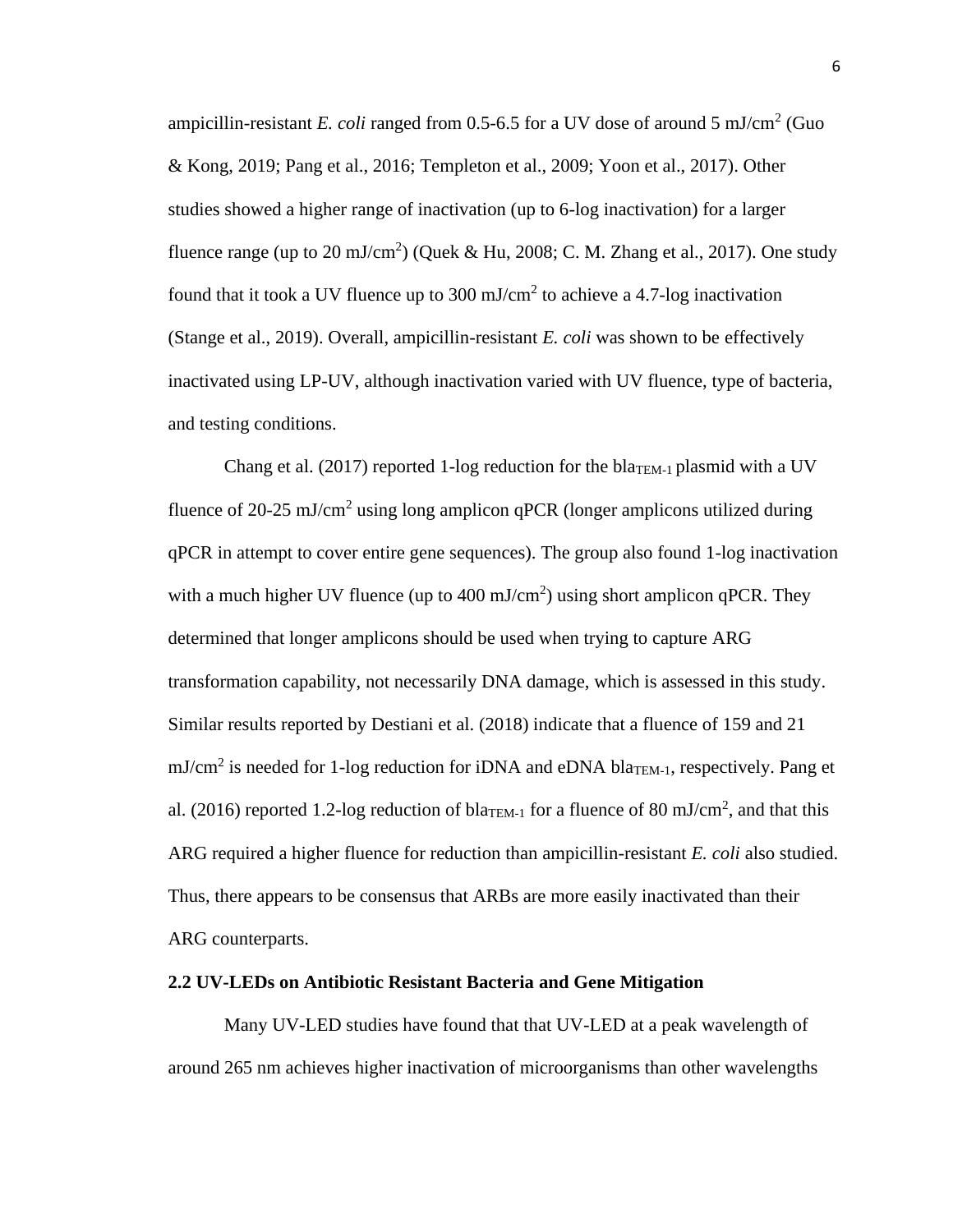ampicillin-resistant *E. coli* ranged from 0.5-6.5 for a UV dose of around 5 mJ/cm$^2$ (Guo & Kong, 2019; Pang et al., 2016; Templeton et al., 2009; Yoon et al., 2017). Other studies showed a higher range of inactivation (up to 6-log inactivation) for a larger fluence range (up to 20 mJ/cm$^2$) (Quek & Hu, 2008; C. M. Zhang et al., 2017). One study found that it took a UV fluence up to 300 mJ/cm$^2$ to achieve a 4.7-log inactivation (Stange et al., 2019). Overall, ampicillin-resistant *E. coli* was shown to be effectively inactivated using LP-UV, although inactivation varied with UV fluence, type of bacteria, and testing conditions.

Chang et al. (2017) reported 1-log reduction for the bla$_{TEM-1}$ plasmid with a UV fluence of 20-25 mJ/cm$^2$ using long amplicon qPCR (longer amplicons utilized during qPCR in attempt to cover entire gene sequences). The group also found 1-log inactivation with a much higher UV fluence (up to 400 mJ/cm$^2$) using short amplicon qPCR. They determined that longer amplicons should be used when trying to capture ARG transformation capability, not necessarily DNA damage, which is assessed in this study. Similar results reported by Destiani et al. (2018) indicate that a fluence of 159 and 21 mJ/cm$^2$ is needed for 1-log reduction for iDNA and eDNA bla$_{TEM-1}$, respectively. Pang et al. (2016) reported 1.2-log reduction of bla$_{TEM-1}$ for a fluence of 80 mJ/cm$^2$, and that this ARG required a higher fluence for reduction than ampicillin-resistant *E. coli* also studied. Thus, there appears to be consensus that ARBs are more easily inactivated than their ARG counterparts.

### 2.2 UV-LEDs on Antibiotic Resistant Bacteria and Gene Mitigation

Many UV-LED studies have found that that UV-LED at a peak wavelength of around 265 nm achieves higher inactivation of microorganisms than other wavelengths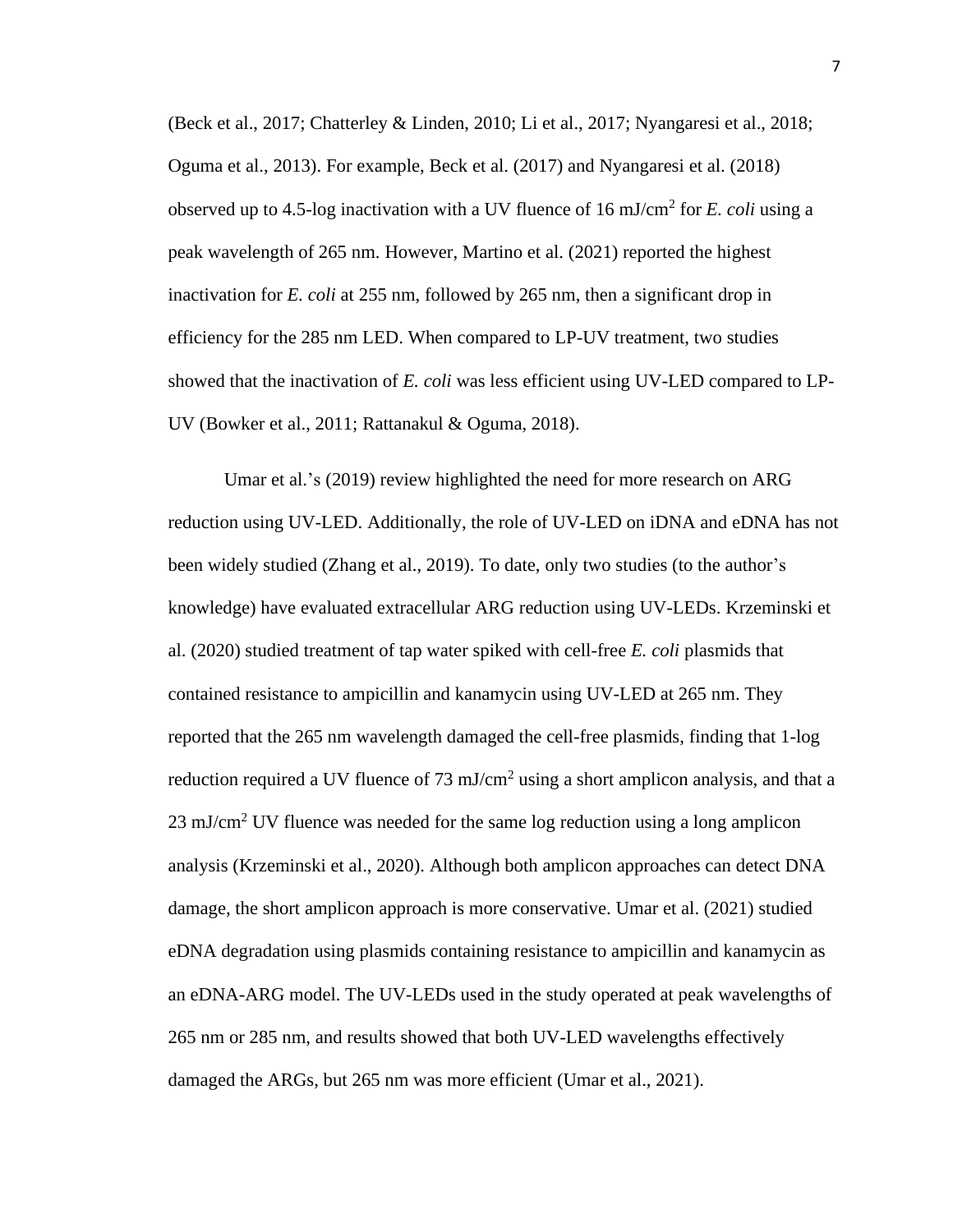(Beck et al., 2017; Chatterley & Linden, 2010; Li et al., 2017; Nyangaresi et al., 2018; Oguma et al., 2013). For example, Beck et al. (2017) and Nyangaresi et al. (2018) observed up to 4.5-log inactivation with a UV fluence of 16 $mJ/cm^2$ for *E. coli* using a peak wavelength of 265 nm. However, Martino et al. (2021) reported the highest inactivation for *E. coli* at 255 nm, followed by 265 nm, then a significant drop in efficiency for the 285 nm LED. When compared to LP-UV treatment, two studies showed that the inactivation of *E. coli* was less efficient using UV-LED compared to LP-UV (Bowker et al., 2011; Rattanakul & Oguma, 2018).

Umar et al.'s (2019) review highlighted the need for more research on ARG reduction using UV-LED. Additionally, the role of UV-LED on iDNA and eDNA has not been widely studied (Zhang et al., 2019). To date, only two studies (to the author's knowledge) have evaluated extracellular ARG reduction using UV-LEDs. Krzeminski et al. (2020) studied treatment of tap water spiked with cell-free *E. coli* plasmids that contained resistance to ampicillin and kanamycin using UV-LED at 265 nm. They reported that the 265 nm wavelength damaged the cell-free plasmids, finding that 1-log reduction required a UV fluence of 73 $mJ/cm^2$ using a short amplicon analysis, and that a 23 $mJ/cm^2$ UV fluence was needed for the same log reduction using a long amplicon analysis (Krzeminski et al., 2020). Although both amplicon approaches can detect DNA damage, the short amplicon approach is more conservative. Umar et al. (2021) studied eDNA degradation using plasmids containing resistance to ampicillin and kanamycin as an eDNA-ARG model. The UV-LEDs used in the study operated at peak wavelengths of 265 nm or 285 nm, and results showed that both UV-LED wavelengths effectively damaged the ARGs, but 265 nm was more efficient (Umar et al., 2021).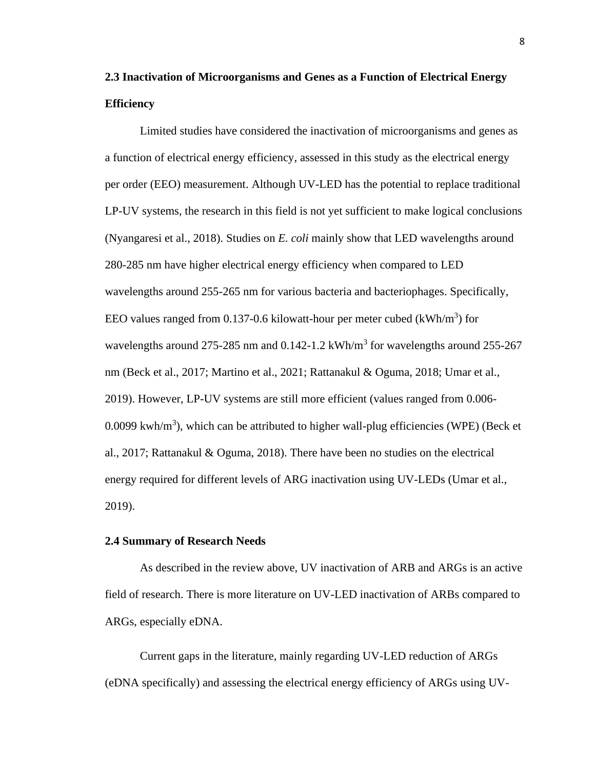## 2.3 Inactivation of Microorganisms and Genes as a Function of Electrical Energy Efficiency

Limited studies have considered the inactivation of microorganisms and genes as a function of electrical energy efficiency, assessed in this study as the electrical energy per order (EEO) measurement. Although UV-LED has the potential to replace traditional LP-UV systems, the research in this field is not yet sufficient to make logical conclusions (Nyangaresi et al., 2018). Studies on *E. coli* mainly show that LED wavelengths around 280-285 nm have higher electrical energy efficiency when compared to LED wavelengths around 255-265 nm for various bacteria and bacteriophages. Specifically, EEO values ranged from 0.137-0.6 kilowatt-hour per meter cubed ($kWh/m^3$) for wavelengths around 275-285 nm and 0.142-1.2 $kWh/m^3$ for wavelengths around 255-267 nm (Beck et al., 2017; Martino et al., 2021; Rattanakul & Oguma, 2018; Umar et al., 2019). However, LP-UV systems are still more efficient (values ranged from 0.006-0.0099 $kwh/m^3$), which can be attributed to higher wall-plug efficiencies (WPE) (Beck et al., 2017; Rattanakul & Oguma, 2018). There have been no studies on the electrical energy required for different levels of ARG inactivation using UV-LEDs (Umar et al., 2019).

### 2.4 Summary of Research Needs

As described in the review above, UV inactivation of ARB and ARGs is an active field of research. There is more literature on UV-LED inactivation of ARBs compared to ARGs, especially eDNA.

Current gaps in the literature, mainly regarding UV-LED reduction of ARGs (eDNA specifically) and assessing the electrical energy efficiency of ARGs using UV-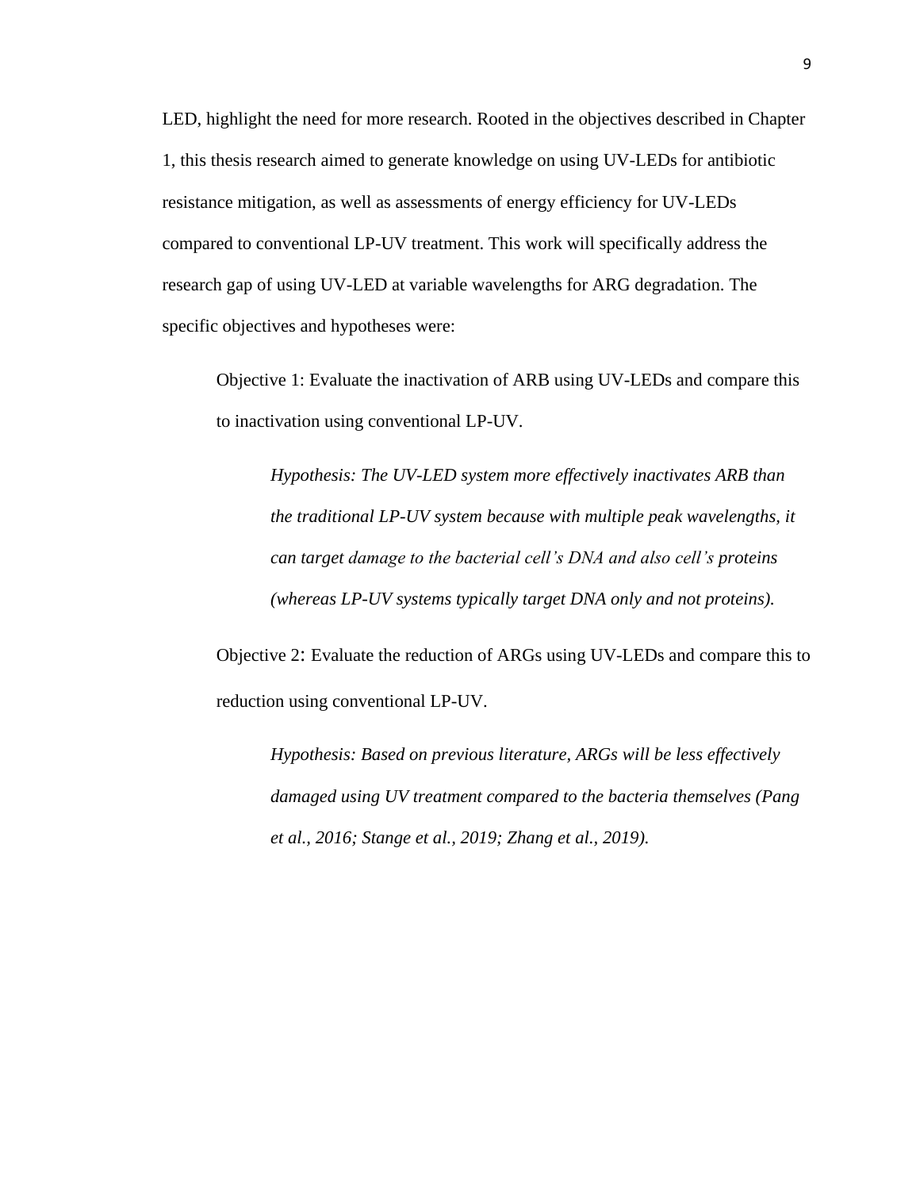LED, highlight the need for more research. Rooted in the objectives described in Chapter 1, this thesis research aimed to generate knowledge on using UV-LEDs for antibiotic resistance mitigation, as well as assessments of energy efficiency for UV-LEDs compared to conventional LP-UV treatment. This work will specifically address the research gap of using UV-LED at variable wavelengths for ARG degradation. The specific objectives and hypotheses were:

Objective 1: Evaluate the inactivation of ARB using UV-LEDs and compare this to inactivation using conventional LP-UV.

*Hypothesis: The UV-LED system more effectively inactivates ARB than the traditional LP-UV system because with multiple peak wavelengths, it can target damage to the bacterial cell's DNA and also cell's proteins (whereas LP-UV systems typically target DNA only and not proteins).*

Objective 2: Evaluate the reduction of ARGs using UV-LEDs and compare this to reduction using conventional LP-UV.

*Hypothesis: Based on previous literature, ARGs will be less effectively damaged using UV treatment compared to the bacteria themselves (Pang et al., 2016; Stange et al., 2019; Zhang et al., 2019).*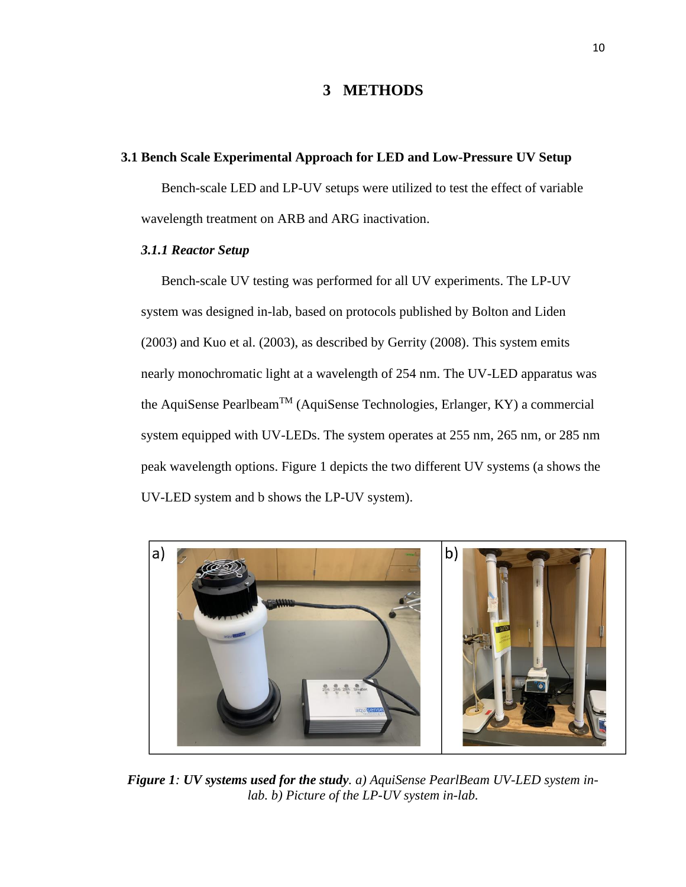# 3 METHODS

## 3.1 Bench Scale Experimental Approach for LED and Low-Pressure UV Setup

Bench-scale LED and LP-UV setups were utilized to test the effect of variable wavelength treatment on ARB and ARG inactivation.

### *3.1.1 Reactor Setup*

Bench-scale UV testing was performed for all UV experiments. The LP-UV system was designed in-lab, based on protocols published by Bolton and Liden (2003) and Kuo et al. (2003), as described by Gerrity (2008). This system emits nearly monochromatic light at a wavelength of 254 nm. The UV-LED apparatus was the AquiSense Pearlbeam$^{TM}$ (AquiSense Technologies, Erlanger, KY) a commercial system equipped with UV-LEDs. The system operates at 255 nm, 265 nm, or 285 nm peak wavelength options. Figure 1 depicts the two different UV systems (a shows the UV-LED system and b shows the LP-UV system).

***Figure 1**: **UV systems used for the study**. a) AquiSense PearlBeam UV-LED system in-lab. b) Picture of the LP-UV system in-lab.*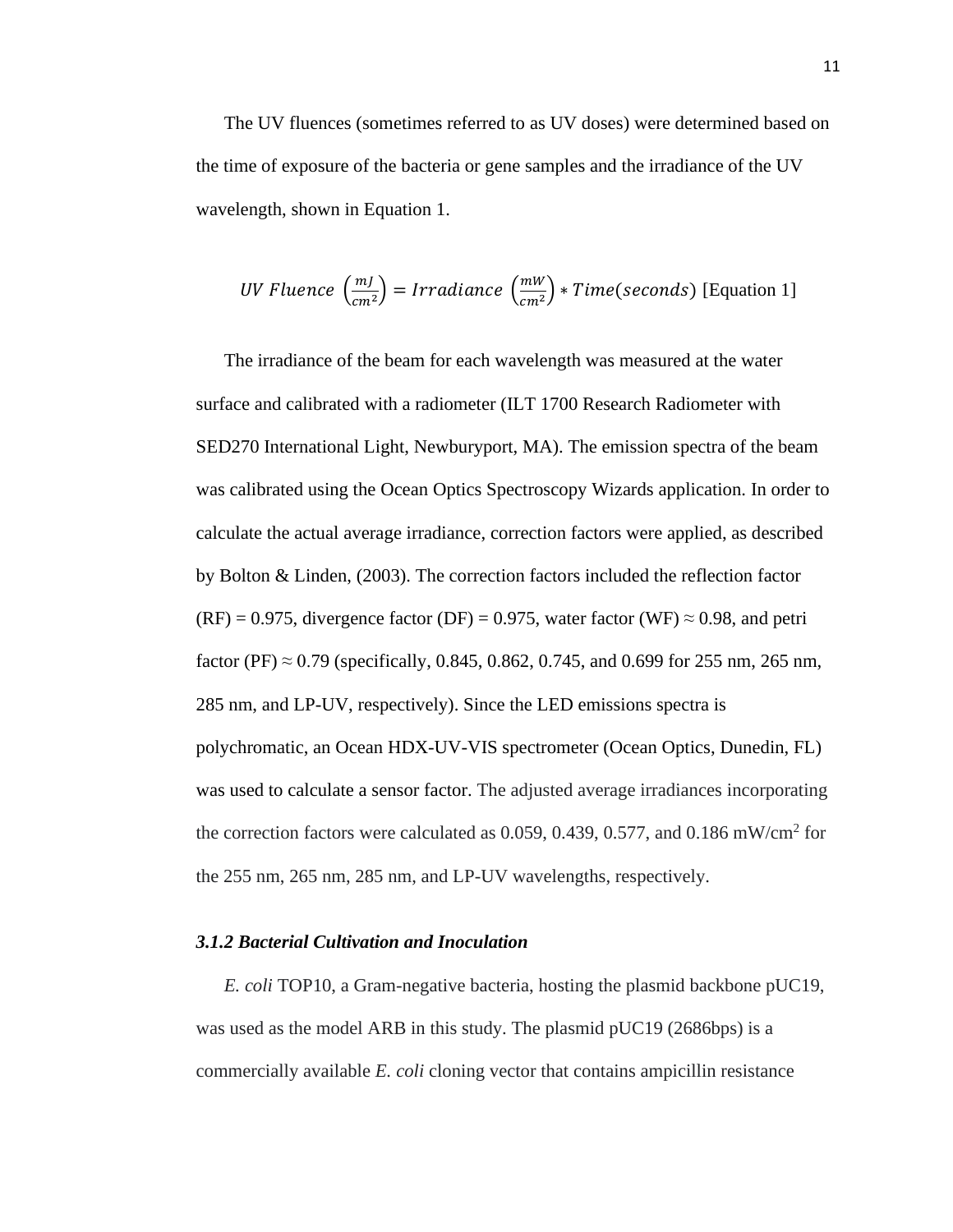The UV fluences (sometimes referred to as UV doses) were determined based on the time of exposure of the bacteria or gene samples and the irradiance of the UV wavelength, shown in Equation 1.

$$UV\ Fluence\ \left(\frac{mJ}{cm^2}\right) = Irradiance\ \left(\frac{mW}{cm^2}\right) * Time(seconds)\ \text{[Equation 1]}$$

The irradiance of the beam for each wavelength was measured at the water surface and calibrated with a radiometer (ILT 1700 Research Radiometer with SED270 International Light, Newburyport, MA). The emission spectra of the beam was calibrated using the Ocean Optics Spectroscopy Wizards application. In order to calculate the actual average irradiance, correction factors were applied, as described by Bolton & Linden, (2003). The correction factors included the reflection factor (RF) = 0.975, divergence factor (DF) = 0.975, water factor (WF) ≈ 0.98, and petri factor (PF) ≈ 0.79 (specifically, 0.845, 0.862, 0.745, and 0.699 for 255 nm, 265 nm, 285 nm, and LP-UV, respectively). Since the LED emissions spectra is polychromatic, an Ocean HDX-UV-VIS spectrometer (Ocean Optics, Dunedin, FL) was used to calculate a sensor factor. The adjusted average irradiances incorporating the correction factors were calculated as 0.059, 0.439, 0.577, and 0.186 $mW/cm^2$ for the 255 nm, 265 nm, 285 nm, and LP-UV wavelengths, respectively.

### *3.1.2 Bacterial Cultivation and Inoculation*

*E. coli* TOP10, a Gram-negative bacteria, hosting the plasmid backbone pUC19, was used as the model ARB in this study. The plasmid pUC19 (2686bps) is a commercially available *E. coli* cloning vector that contains ampicillin resistance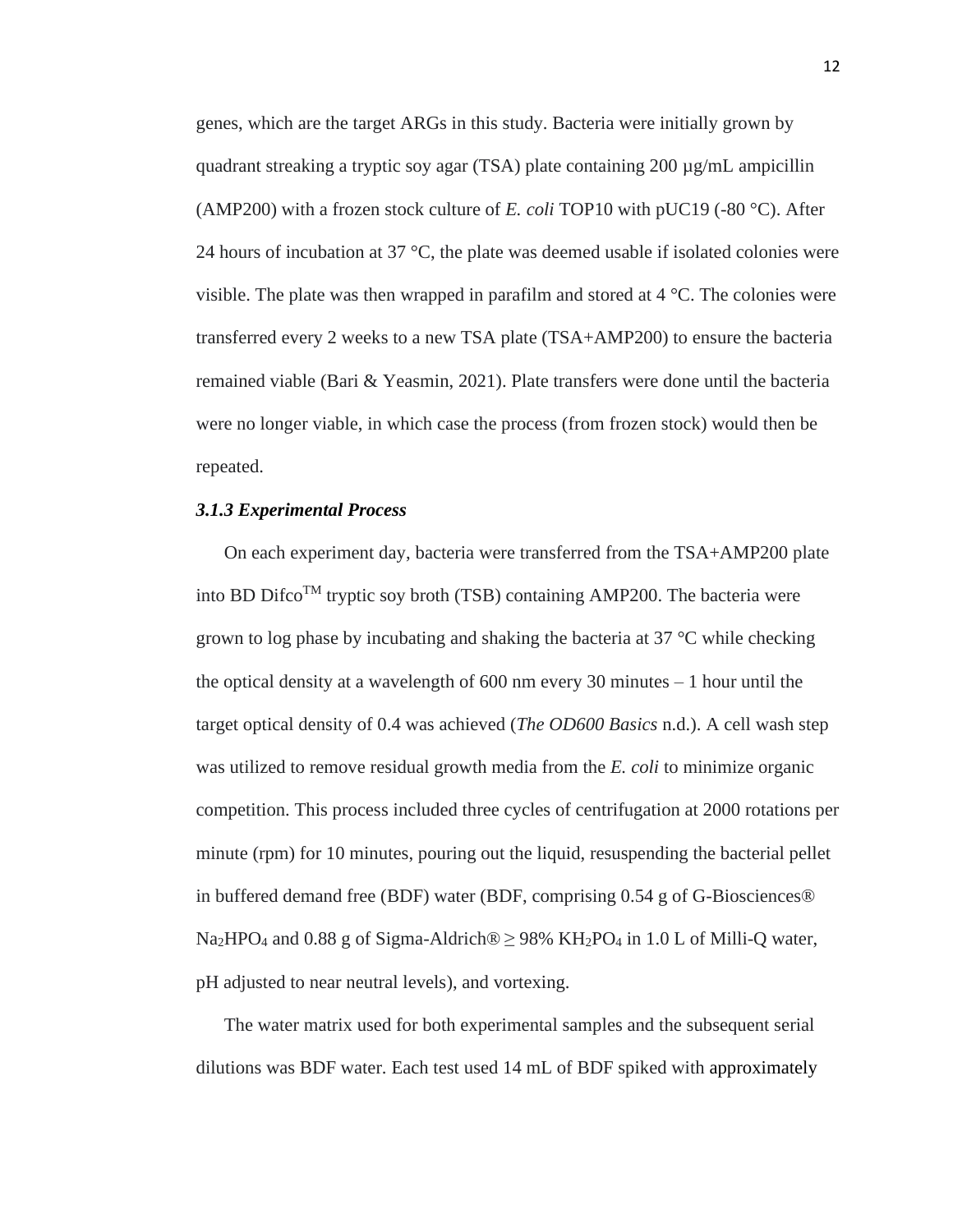genes, which are the target ARGs in this study. Bacteria were initially grown by quadrant streaking a tryptic soy agar (TSA) plate containing 200 µg/mL ampicillin (AMP200) with a frozen stock culture of *E. coli* TOP10 with pUC19 (-80 °C). After 24 hours of incubation at 37 °C, the plate was deemed usable if isolated colonies were visible. The plate was then wrapped in parafilm and stored at 4 °C. The colonies were transferred every 2 weeks to a new TSA plate (TSA+AMP200) to ensure the bacteria remained viable (Bari & Yeasmin, 2021). Plate transfers were done until the bacteria were no longer viable, in which case the process (from frozen stock) would then be repeated.

### *3.1.3 Experimental Process*

On each experiment day, bacteria were transferred from the TSA+AMP200 plate into BD Difco$^{TM}$ tryptic soy broth (TSB) containing AMP200. The bacteria were grown to log phase by incubating and shaking the bacteria at 37 °C while checking the optical density at a wavelength of 600 nm every 30 minutes – 1 hour until the target optical density of 0.4 was achieved (*The OD600 Basics* n.d.). A cell wash step was utilized to remove residual growth media from the *E. coli* to minimize organic competition. This process included three cycles of centrifugation at 2000 rotations per minute (rpm) for 10 minutes, pouring out the liquid, resuspending the bacterial pellet in buffered demand free (BDF) water (BDF, comprising 0.54 g of G-Biosciences® $Na_2HPO_4$ and 0.88 g of Sigma-Aldrich® ≥ 98% $KH_2PO_4$ in 1.0 L of Milli-Q water, pH adjusted to near neutral levels), and vortexing.

The water matrix used for both experimental samples and the subsequent serial dilutions was BDF water. Each test used 14 mL of BDF spiked with approximately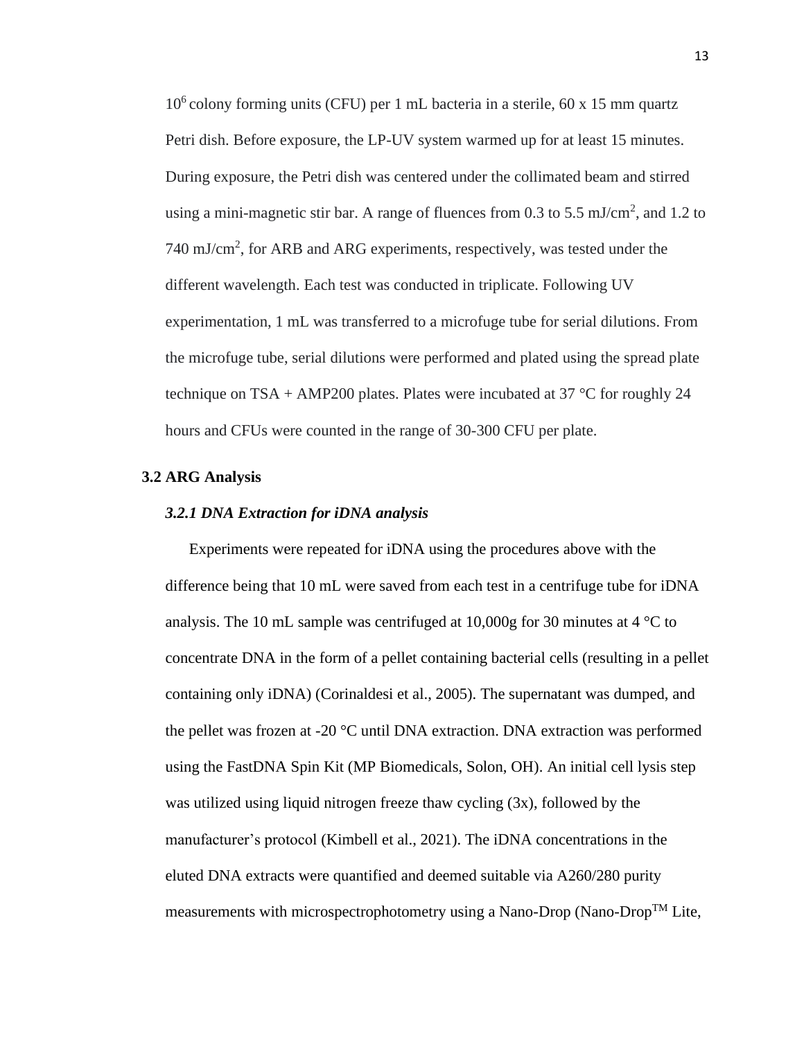$10^6$ colony forming units (CFU) per 1 mL bacteria in a sterile, 60 x 15 mm quartz Petri dish. Before exposure, the LP-UV system warmed up for at least 15 minutes. During exposure, the Petri dish was centered under the collimated beam and stirred using a mini-magnetic stir bar. A range of fluences from 0.3 to 5.5 mJ/cm$^2$, and 1.2 to 740 mJ/cm$^2$, for ARB and ARG experiments, respectively, was tested under the different wavelength. Each test was conducted in triplicate. Following UV experimentation, 1 mL was transferred to a microfuge tube for serial dilutions. From the microfuge tube, serial dilutions were performed and plated using the spread plate technique on TSA + AMP200 plates. Plates were incubated at 37 °C for roughly 24 hours and CFUs were counted in the range of 30-300 CFU per plate.

## 3.2 ARG Analysis

### *3.2.1 DNA Extraction for iDNA analysis*

Experiments were repeated for iDNA using the procedures above with the difference being that 10 mL were saved from each test in a centrifuge tube for iDNA analysis. The 10 mL sample was centrifuged at 10,000g for 30 minutes at 4 °C to concentrate DNA in the form of a pellet containing bacterial cells (resulting in a pellet containing only iDNA) (Corinaldesi et al., 2005). The supernatant was dumped, and the pellet was frozen at -20 °C until DNA extraction. DNA extraction was performed using the FastDNA Spin Kit (MP Biomedicals, Solon, OH). An initial cell lysis step was utilized using liquid nitrogen freeze thaw cycling (3x), followed by the manufacturer's protocol (Kimbell et al., 2021). The iDNA concentrations in the eluted DNA extracts were quantified and deemed suitable via A260/280 purity measurements with microspectrophotometry using a Nano-Drop (Nano-Drop™ Lite,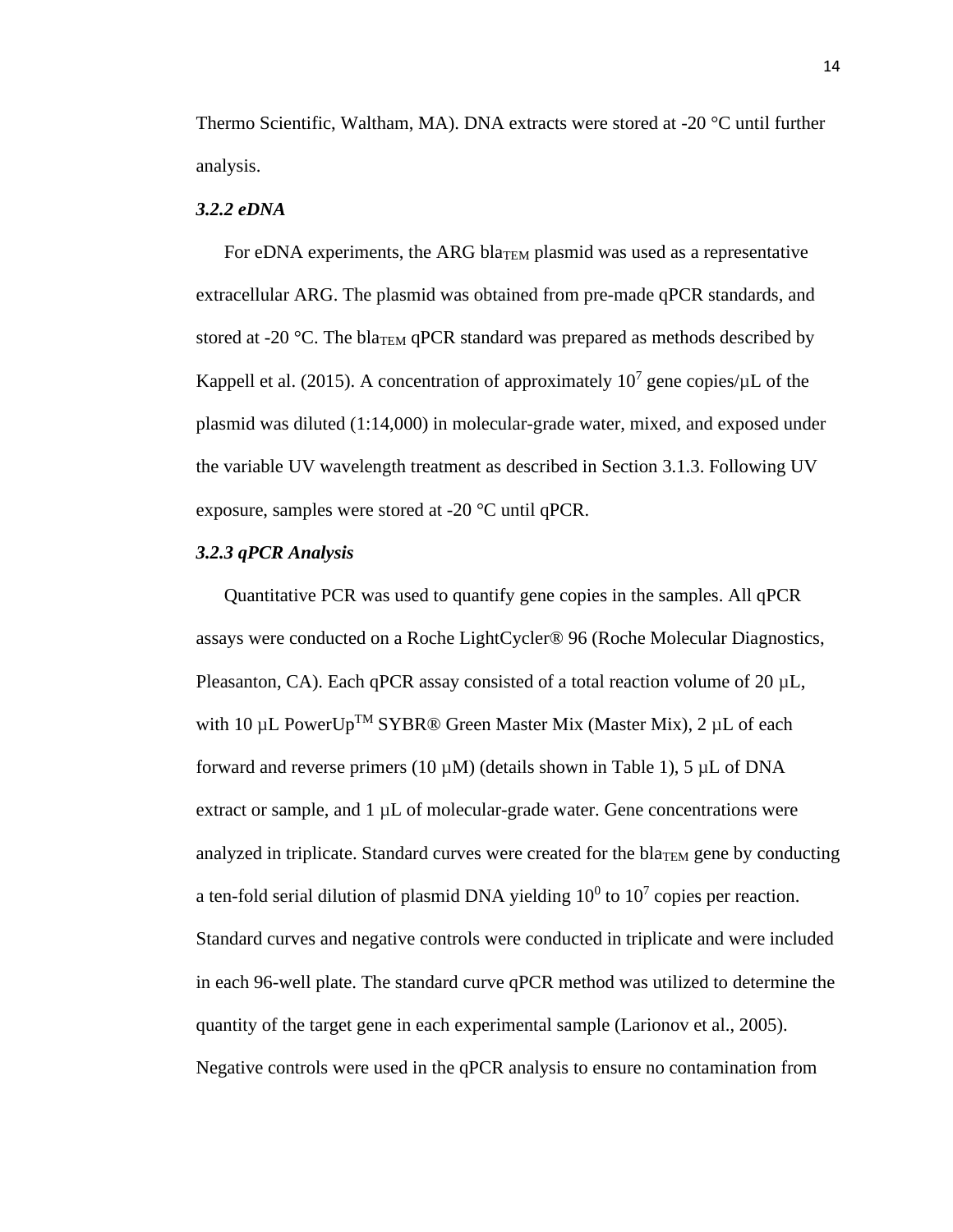Thermo Scientific, Waltham, MA). DNA extracts were stored at -20 °C until further analysis.

### *3.2.2 eDNA*

For eDNA experiments, the ARG $bla_{TEM}$ plasmid was used as a representative extracellular ARG. The plasmid was obtained from pre-made qPCR standards, and stored at -20 °C. The $bla_{TEM}$ qPCR standard was prepared as methods described by Kappell et al. (2015). A concentration of approximately $10^7$ gene copies/µL of the plasmid was diluted (1:14,000) in molecular-grade water, mixed, and exposed under the variable UV wavelength treatment as described in Section 3.1.3. Following UV exposure, samples were stored at -20 °C until qPCR.

### *3.2.3 qPCR Analysis*

Quantitative PCR was used to quantify gene copies in the samples. All qPCR assays were conducted on a Roche LightCycler® 96 (Roche Molecular Diagnostics, Pleasanton, CA). Each qPCR assay consisted of a total reaction volume of 20 µL, with 10 µL PowerUp™ SYBR® Green Master Mix (Master Mix), 2 µL of each forward and reverse primers (10 µM) (details shown in Table 1), 5 µL of DNA extract or sample, and 1 µL of molecular-grade water. Gene concentrations were analyzed in triplicate. Standard curves were created for the $bla_{TEM}$ gene by conducting a ten-fold serial dilution of plasmid DNA yielding $10^0$ to $10^7$ copies per reaction. Standard curves and negative controls were conducted in triplicate and were included in each 96-well plate. The standard curve qPCR method was utilized to determine the quantity of the target gene in each experimental sample (Larionov et al., 2005). Negative controls were used in the qPCR analysis to ensure no contamination from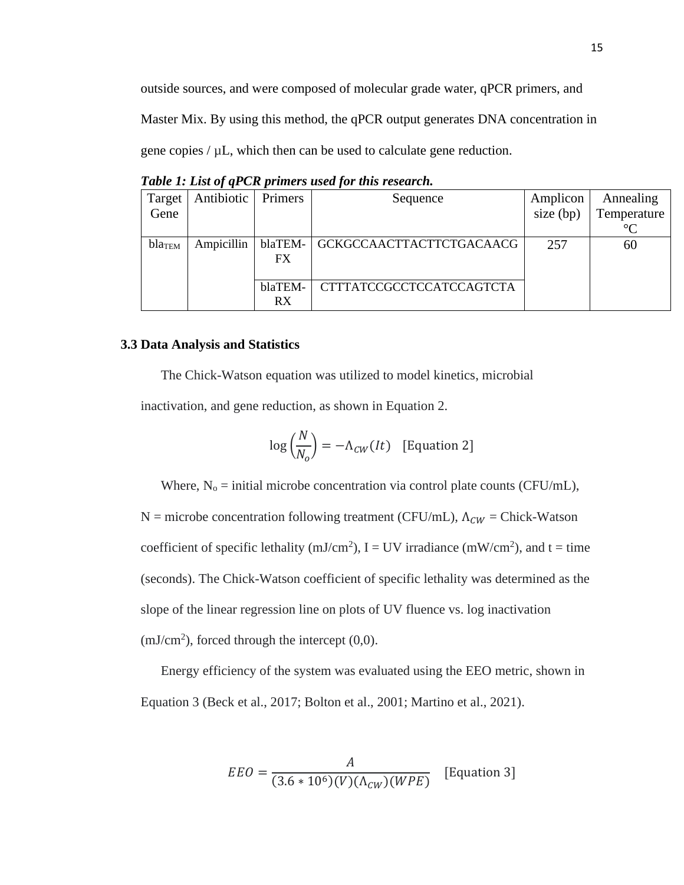outside sources, and were composed of molecular grade water, qPCR primers, and Master Mix. By using this method, the qPCR output generates DNA concentration in gene copies / µL, which then can be used to calculate gene reduction.

***Table 1: List of qPCR primers used for this research.***

| Target Gene | Antibiotic | Primers | Sequence | Amplicon size (bp) | Annealing Temperature °C |
|---|---|---|---|---|---|
| $bla_{TEM}$ | Ampicillin | blaTEM-FX | GCKGCCAACTTACTTCTGACAACG | 257 | 60 |
| | | blaTEM-RX | CTTTATCCGCCTCCATCCAGTCTA | | |

### 3.3 Data Analysis and Statistics

The Chick-Watson equation was utilized to model kinetics, microbial inactivation, and gene reduction, as shown in Equation 2.

$$\log\left(\frac{N}{N_o}\right) = -\Lambda_{CW}(It) \quad \text{[Equation 2]}$$

Where, $N_o$ = initial microbe concentration via control plate counts (CFU/mL), N = microbe concentration following treatment (CFU/mL), $\Lambda_{CW}$ = Chick-Watson coefficient of specific lethality ($mJ/cm^2$), I = UV irradiance ($mW/cm^2$), and t = time (seconds). The Chick-Watson coefficient of specific lethality was determined as the slope of the linear regression line on plots of UV fluence vs. log inactivation ($mJ/cm^2$), forced through the intercept (0,0).

Energy efficiency of the system was evaluated using the EEO metric, shown in Equation 3 (Beck et al., 2017; Bolton et al., 2001; Martino et al., 2021).

$$EEO = \frac{A}{(3.6 * 10^6)(V)(\Lambda_{CW})(WPE)} \quad \text{[Equation 3]}$$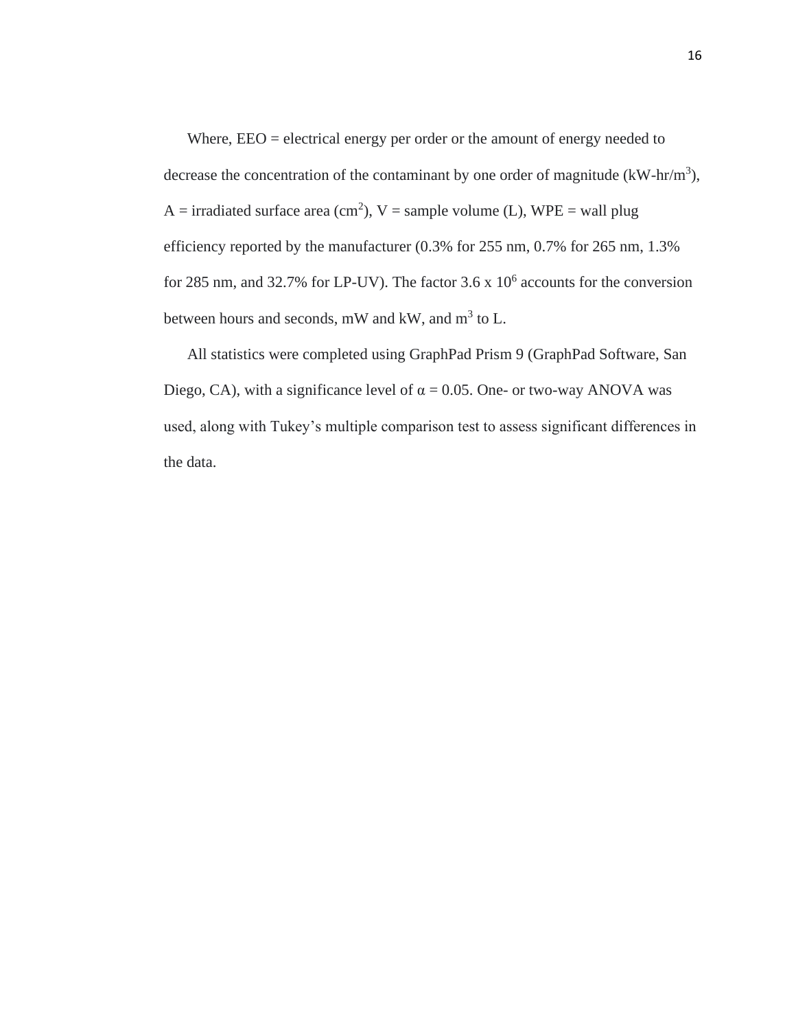Where, EEO = electrical energy per order or the amount of energy needed to decrease the concentration of the contaminant by one order of magnitude (kW-hr/$m^3$), A = irradiated surface area ($cm^2$), V = sample volume (L), WPE = wall plug efficiency reported by the manufacturer (0.3% for 255 nm, 0.7% for 265 nm, 1.3% for 285 nm, and 32.7% for LP-UV). The factor $3.6 \times 10^6$ accounts for the conversion between hours and seconds, mW and kW, and $m^3$ to L.

All statistics were completed using GraphPad Prism 9 (GraphPad Software, San Diego, CA), with a significance level of $\alpha = 0.05$. One- or two-way ANOVA was used, along with Tukey's multiple comparison test to assess significant differences in the data.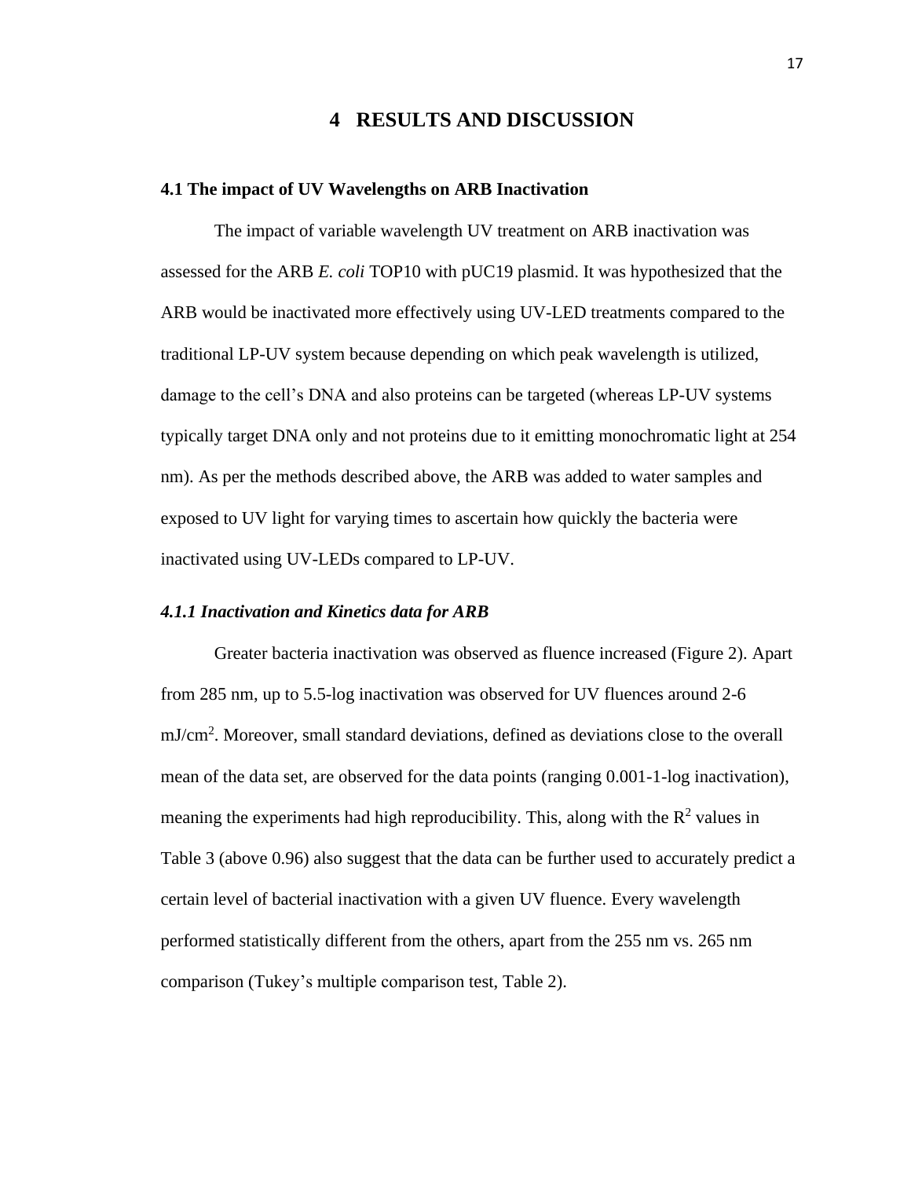# 4 RESULTS AND DISCUSSION

## 4.1 The impact of UV Wavelengths on ARB Inactivation

The impact of variable wavelength UV treatment on ARB inactivation was assessed for the ARB *E. coli* TOP10 with pUC19 plasmid. It was hypothesized that the ARB would be inactivated more effectively using UV-LED treatments compared to the traditional LP-UV system because depending on which peak wavelength is utilized, damage to the cell's DNA and also proteins can be targeted (whereas LP-UV systems typically target DNA only and not proteins due to it emitting monochromatic light at 254 nm). As per the methods described above, the ARB was added to water samples and exposed to UV light for varying times to ascertain how quickly the bacteria were inactivated using UV-LEDs compared to LP-UV.

### *4.1.1 Inactivation and Kinetics data for ARB*

Greater bacteria inactivation was observed as fluence increased (Figure 2). Apart from 285 nm, up to 5.5-log inactivation was observed for UV fluences around 2-6 mJ/cm$^2$. Moreover, small standard deviations, defined as deviations close to the overall mean of the data set, are observed for the data points (ranging 0.001-1-log inactivation), meaning the experiments had high reproducibility. This, along with the $R^2$ values in Table 3 (above 0.96) also suggest that the data can be further used to accurately predict a certain level of bacterial inactivation with a given UV fluence. Every wavelength performed statistically different from the others, apart from the 255 nm vs. 265 nm comparison (Tukey's multiple comparison test, Table 2).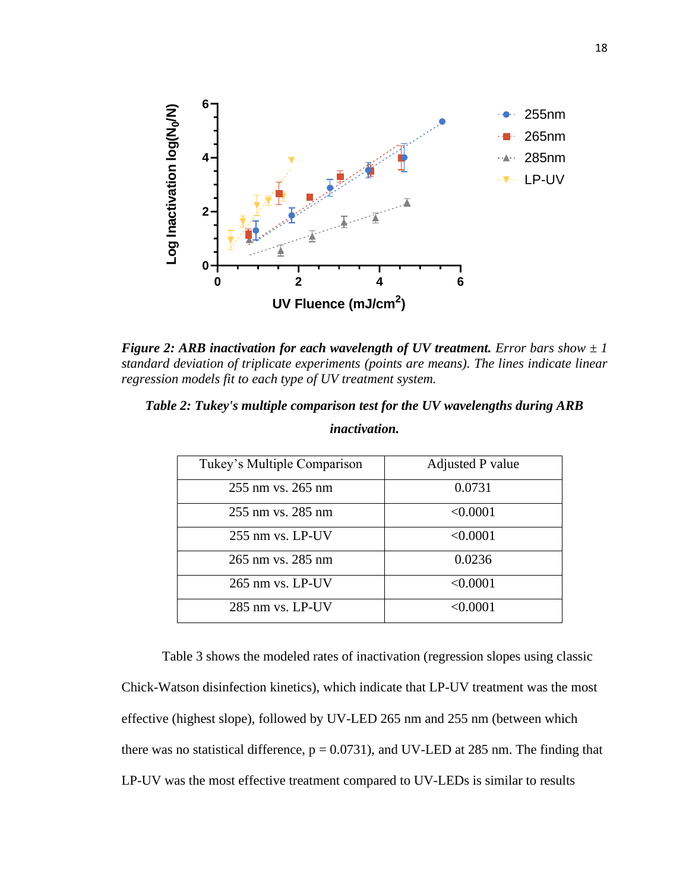***Figure 2: ARB inactivation for each wavelength of UV treatment.*** *Error bars show ± 1 standard deviation of triplicate experiments (points are means). The lines indicate linear regression models fit to each type of UV treatment system.*

***Table 2: Tukey's multiple comparison test for the UV wavelengths during ARB inactivation.***

| Tukey's Multiple Comparison | Adjusted P value |
|---|---|
| 255 nm vs. 265 nm | 0.0731 |
| 255 nm vs. 285 nm | <0.0001 |
| 255 nm vs. LP-UV | <0.0001 |
| 265 nm vs. 285 nm | 0.0236 |
| 265 nm vs. LP-UV | <0.0001 |
| 285 nm vs. LP-UV | <0.0001 |

Table 3 shows the modeled rates of inactivation (regression slopes using classic Chick-Watson disinfection kinetics), which indicate that LP-UV treatment was the most effective (highest slope), followed by UV-LED 265 nm and 255 nm (between which there was no statistical difference, $p = 0.0731$), and UV-LED at 285 nm. The finding that LP-UV was the most effective treatment compared to UV-LEDs is similar to results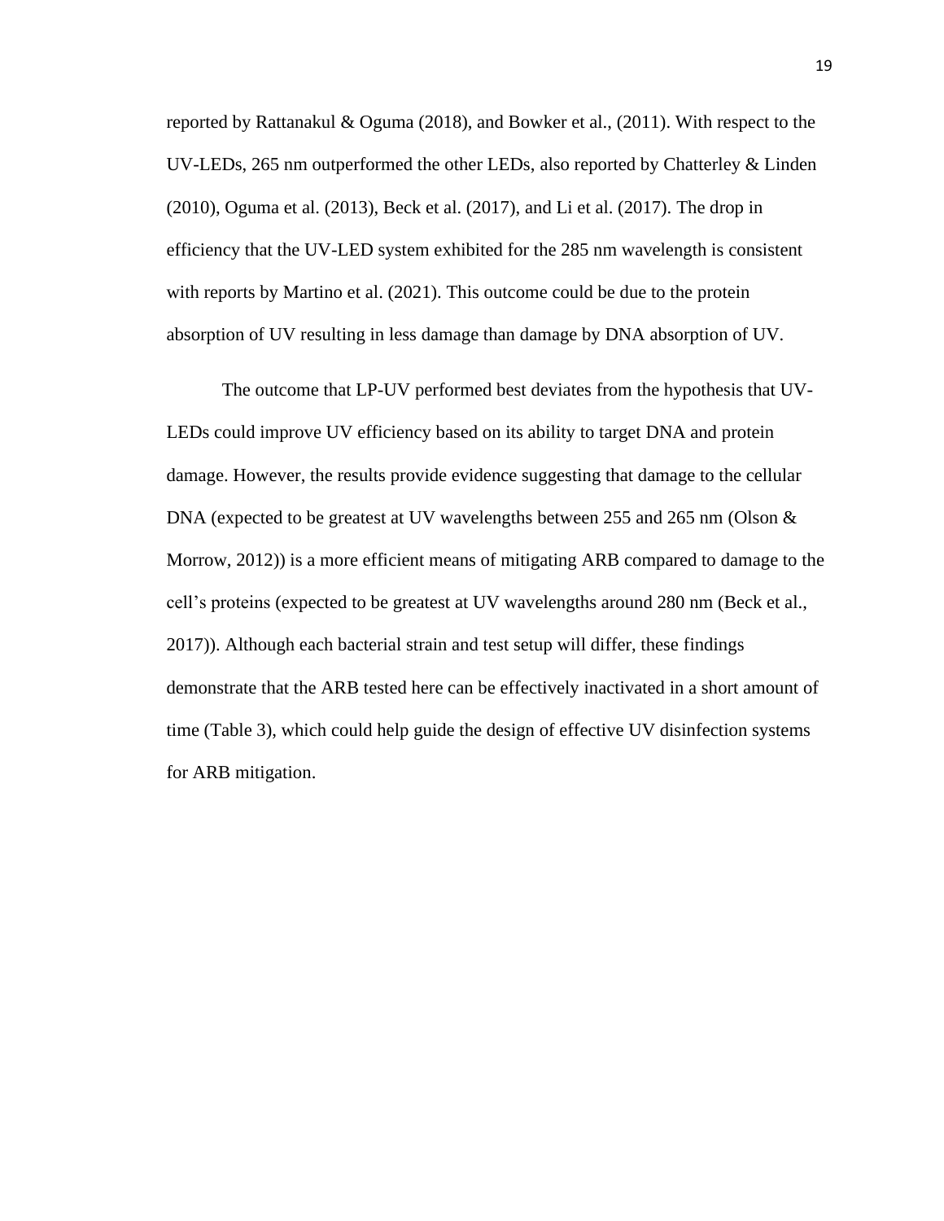reported by Rattanakul & Oguma (2018), and Bowker et al., (2011). With respect to the UV-LEDs, 265 nm outperformed the other LEDs, also reported by Chatterley & Linden (2010), Oguma et al. (2013), Beck et al. (2017), and Li et al. (2017). The drop in efficiency that the UV-LED system exhibited for the 285 nm wavelength is consistent with reports by Martino et al. (2021). This outcome could be due to the protein absorption of UV resulting in less damage than damage by DNA absorption of UV.

The outcome that LP-UV performed best deviates from the hypothesis that UV-LEDs could improve UV efficiency based on its ability to target DNA and protein damage. However, the results provide evidence suggesting that damage to the cellular DNA (expected to be greatest at UV wavelengths between 255 and 265 nm (Olson & Morrow, 2012)) is a more efficient means of mitigating ARB compared to damage to the cell's proteins (expected to be greatest at UV wavelengths around 280 nm (Beck et al., 2017)). Although each bacterial strain and test setup will differ, these findings demonstrate that the ARB tested here can be effectively inactivated in a short amount of time (Table 3), which could help guide the design of effective UV disinfection systems for ARB mitigation.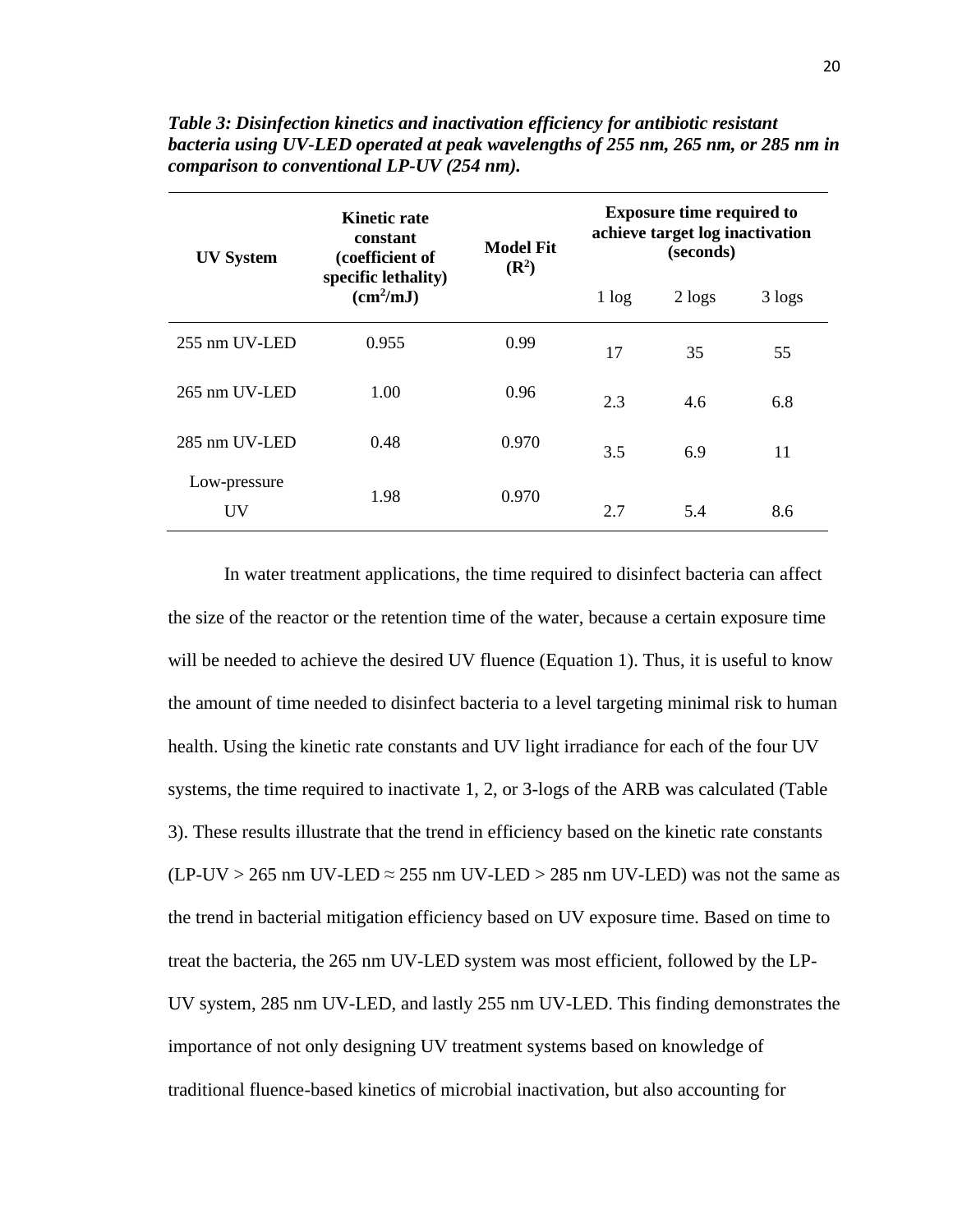***Table 3: Disinfection kinetics and inactivation efficiency for antibiotic resistant bacteria using UV-LED operated at peak wavelengths of 255 nm, 265 nm, or 285 nm in comparison to conventional LP-UV (254 nm).***

| **UV System** | **Kinetic rate constant (coefficient of specific lethality) ($cm^2/mJ$)** | **Model Fit ($R^2$)** | **Exposure time required to achieve target log inactivation (seconds)** | | |
|---|---|---|---|---|---|
| | | | 1 log | 2 logs | 3 logs |
| 255 nm UV-LED | 0.955 | 0.99 | 17 | 35 | 55 |
| 265 nm UV-LED | 1.00 | 0.96 | 2.3 | 4.6 | 6.8 |
| 285 nm UV-LED | 0.48 | 0.970 | 3.5 | 6.9 | 11 |
| Low-pressure UV | 1.98 | 0.970 | 2.7 | 5.4 | 8.6 |

In water treatment applications, the time required to disinfect bacteria can affect the size of the reactor or the retention time of the water, because a certain exposure time will be needed to achieve the desired UV fluence (Equation 1). Thus, it is useful to know the amount of time needed to disinfect bacteria to a level targeting minimal risk to human health. Using the kinetic rate constants and UV light irradiance for each of the four UV systems, the time required to inactivate 1, 2, or 3-logs of the ARB was calculated (Table 3). These results illustrate that the trend in efficiency based on the kinetic rate constants (LP-UV > 265 nm UV-LED ≈ 255 nm UV-LED > 285 nm UV-LED) was not the same as the trend in bacterial mitigation efficiency based on UV exposure time. Based on time to treat the bacteria, the 265 nm UV-LED system was most efficient, followed by the LP-UV system, 285 nm UV-LED, and lastly 255 nm UV-LED. This finding demonstrates the importance of not only designing UV treatment systems based on knowledge of traditional fluence-based kinetics of microbial inactivation, but also accounting for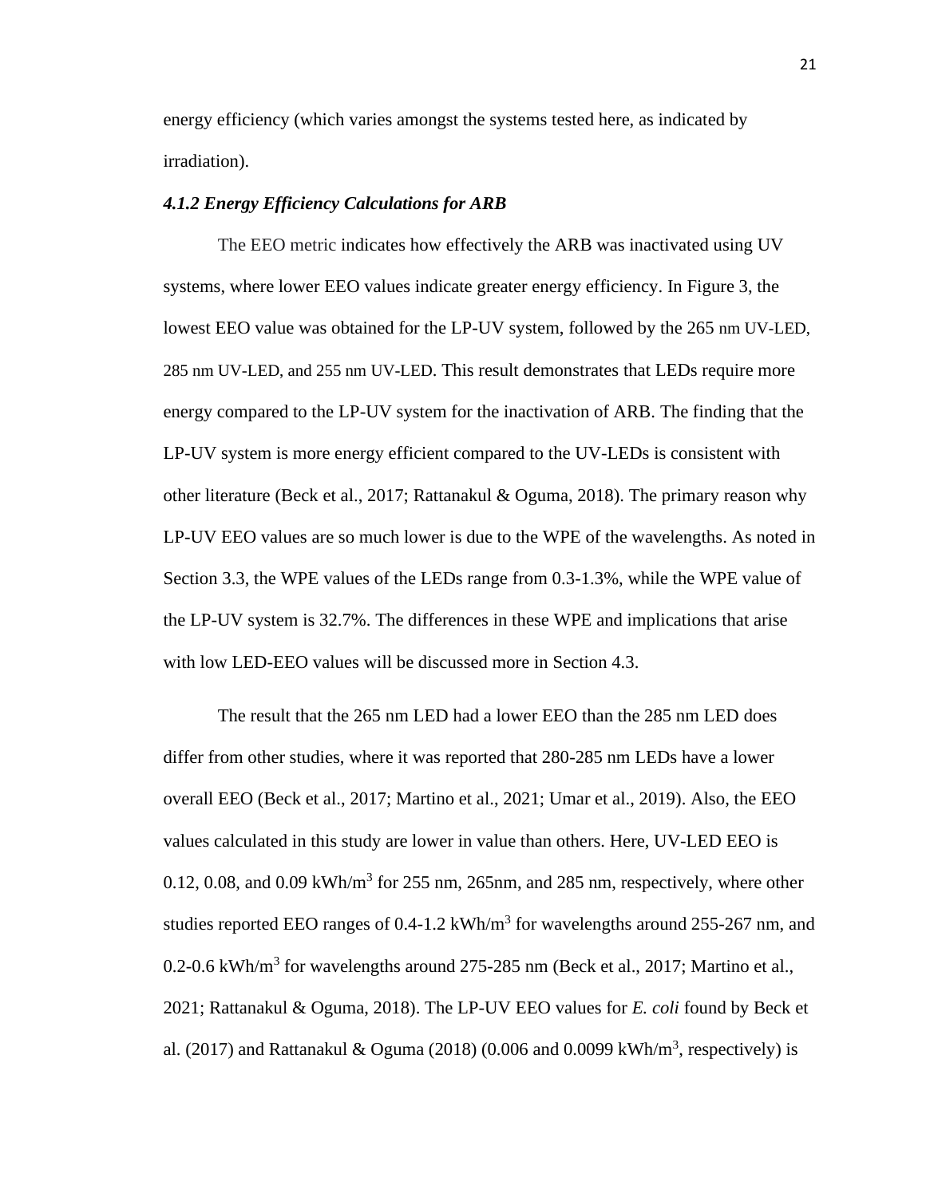energy efficiency (which varies amongst the systems tested here, as indicated by irradiation).

#### *4.1.2 Energy Efficiency Calculations for ARB*

The EEO metric indicates how effectively the ARB was inactivated using UV systems, where lower EEO values indicate greater energy efficiency. In Figure 3, the lowest EEO value was obtained for the LP-UV system, followed by the 265 nm UV-LED, 285 nm UV-LED, and 255 nm UV-LED. This result demonstrates that LEDs require more energy compared to the LP-UV system for the inactivation of ARB. The finding that the LP-UV system is more energy efficient compared to the UV-LEDs is consistent with other literature (Beck et al., 2017; Rattanakul & Oguma, 2018). The primary reason why LP-UV EEO values are so much lower is due to the WPE of the wavelengths. As noted in Section 3.3, the WPE values of the LEDs range from 0.3-1.3%, while the WPE value of the LP-UV system is 32.7%. The differences in these WPE and implications that arise with low LED-EEO values will be discussed more in Section 4.3.

The result that the 265 nm LED had a lower EEO than the 285 nm LED does differ from other studies, where it was reported that 280-285 nm LEDs have a lower overall EEO (Beck et al., 2017; Martino et al., 2021; Umar et al., 2019). Also, the EEO values calculated in this study are lower in value than others. Here, UV-LED EEO is 0.12, 0.08, and 0.09 kWh/m$^3$ for 255 nm, 265nm, and 285 nm, respectively, where other studies reported EEO ranges of 0.4-1.2 kWh/m$^3$ for wavelengths around 255-267 nm, and 0.2-0.6 kWh/m$^3$ for wavelengths around 275-285 nm (Beck et al., 2017; Martino et al., 2021; Rattanakul & Oguma, 2018). The LP-UV EEO values for *E. coli* found by Beck et al. (2017) and Rattanakul & Oguma (2018) (0.006 and 0.0099 kWh/m$^3$, respectively) is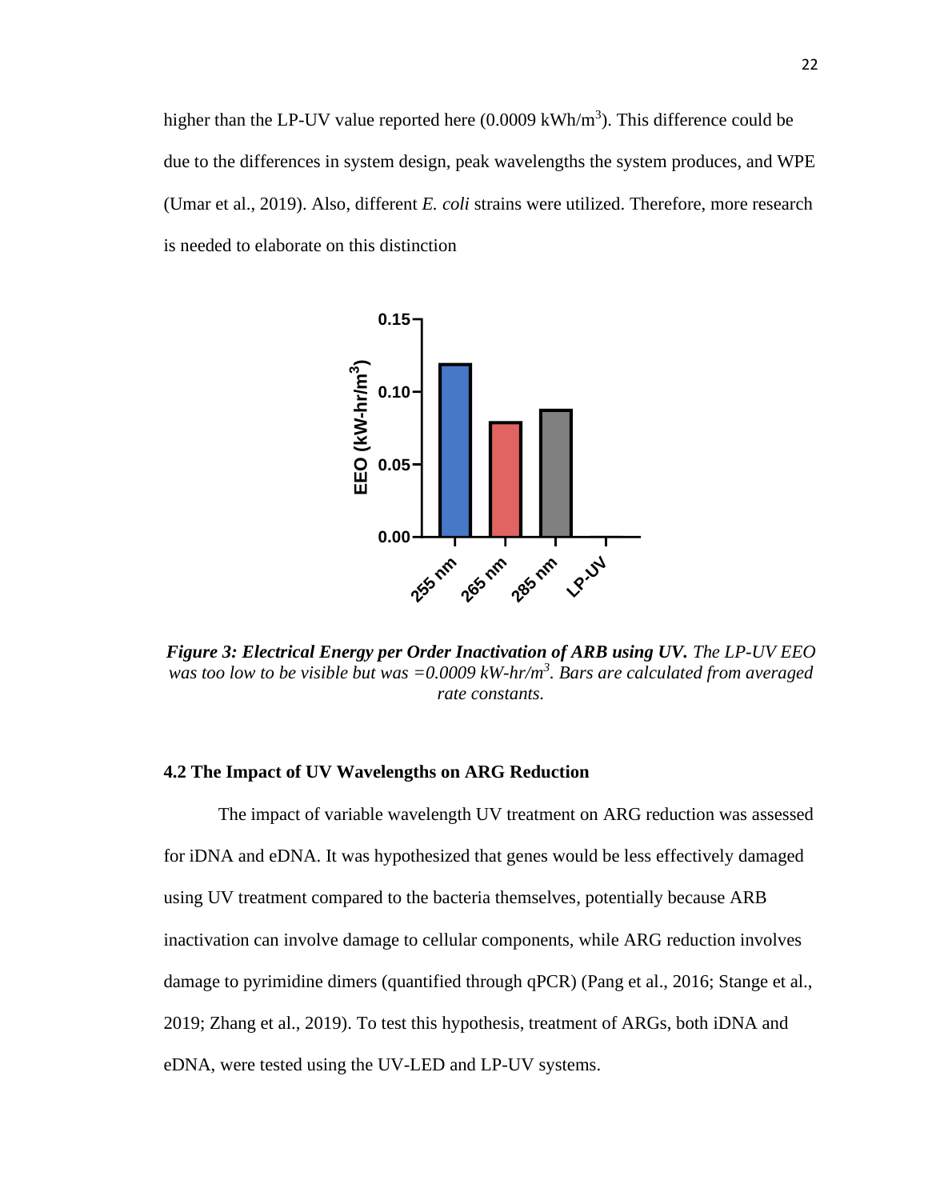higher than the LP-UV value reported here (0.0009 kWh/m$^3$). This difference could be due to the differences in system design, peak wavelengths the system produces, and WPE (Umar et al., 2019). Also, different *E. coli* strains were utilized. Therefore, more research is needed to elaborate on this distinction

***Figure 3: Electrical Energy per Order Inactivation of ARB using UV.*** *The LP-UV EEO was too low to be visible but was =0.0009 kW-hr/m$^3$. Bars are calculated from averaged rate constants.*

### 4.2 The Impact of UV Wavelengths on ARG Reduction

The impact of variable wavelength UV treatment on ARG reduction was assessed for iDNA and eDNA. It was hypothesized that genes would be less effectively damaged using UV treatment compared to the bacteria themselves, potentially because ARB inactivation can involve damage to cellular components, while ARG reduction involves damage to pyrimidine dimers (quantified through qPCR) (Pang et al., 2016; Stange et al., 2019; Zhang et al., 2019). To test this hypothesis, treatment of ARGs, both iDNA and eDNA, were tested using the UV-LED and LP-UV systems.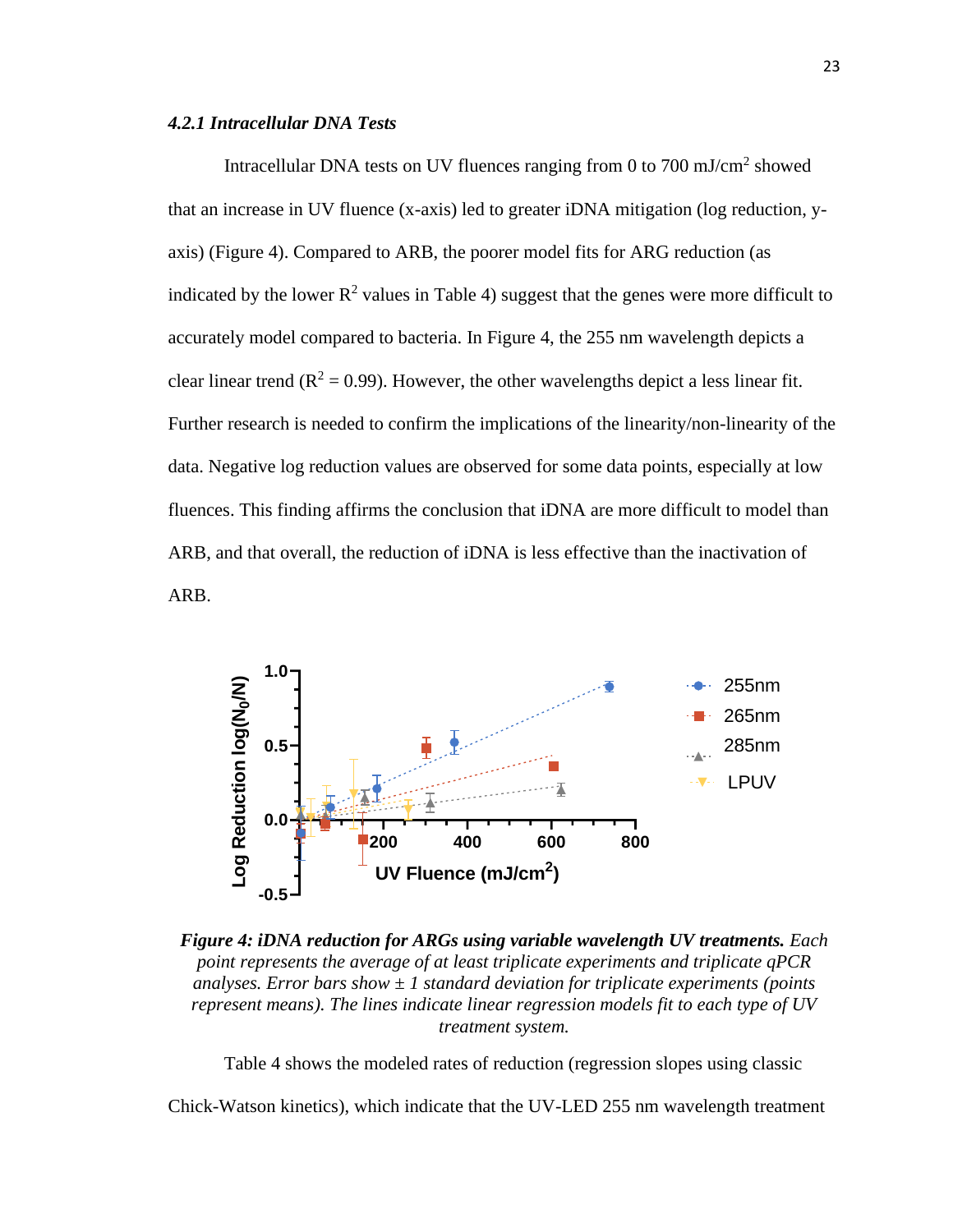#### *4.2.1 Intracellular DNA Tests*

Intracellular DNA tests on UV fluences ranging from 0 to 700 mJ/cm$^2$ showed that an increase in UV fluence (x-axis) led to greater iDNA mitigation (log reduction, y-axis) (Figure 4). Compared to ARB, the poorer model fits for ARG reduction (as indicated by the lower $R^2$ values in Table 4) suggest that the genes were more difficult to accurately model compared to bacteria. In Figure 4, the 255 nm wavelength depicts a clear linear trend ($R^2$ = 0.99). However, the other wavelengths depict a less linear fit. Further research is needed to confirm the implications of the linearity/non-linearity of the data. Negative log reduction values are observed for some data points, especially at low fluences. This finding affirms the conclusion that iDNA are more difficult to model than ARB, and that overall, the reduction of iDNA is less effective than the inactivation of ARB.

***Figure 4: iDNA reduction for ARGs using variable wavelength UV treatments.*** *Each point represents the average of at least triplicate experiments and triplicate qPCR analyses. Error bars show ± 1 standard deviation for triplicate experiments (points represent means). The lines indicate linear regression models fit to each type of UV treatment system.*

Table 4 shows the modeled rates of reduction (regression slopes using classic Chick-Watson kinetics), which indicate that the UV-LED 255 nm wavelength treatment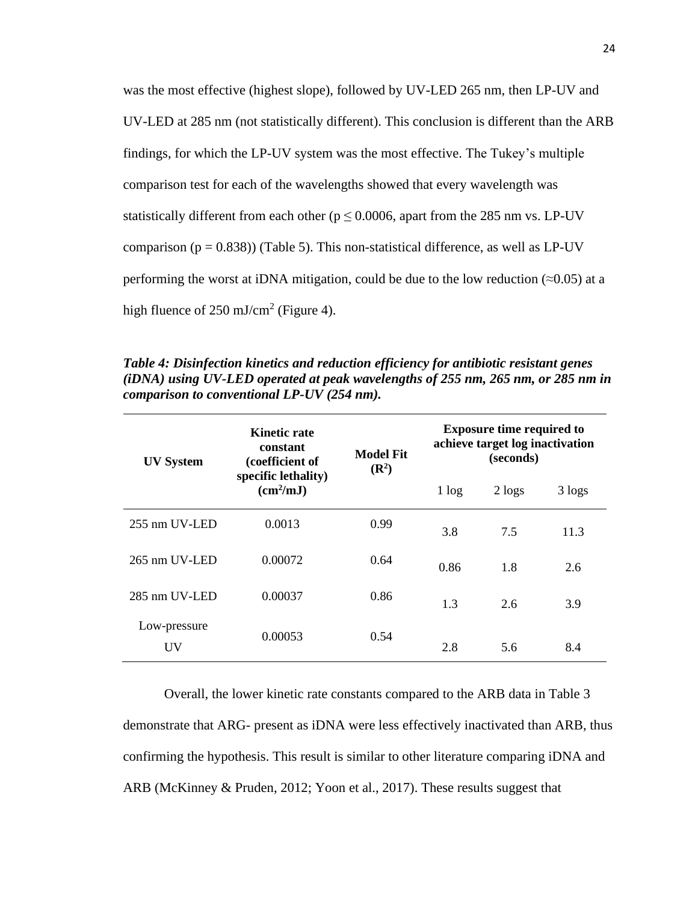was the most effective (highest slope), followed by UV-LED 265 nm, then LP-UV and UV-LED at 285 nm (not statistically different). This conclusion is different than the ARB findings, for which the LP-UV system was the most effective. The Tukey's multiple comparison test for each of the wavelengths showed that every wavelength was statistically different from each other ($p \leq 0.0006$, apart from the 285 nm vs. LP-UV comparison ($p = 0.838$)) (Table 5). This non-statistical difference, as well as LP-UV performing the worst at iDNA mitigation, could be due to the low reduction (≈0.05) at a high fluence of 250 mJ/cm$^2$ (Figure 4).

***Table 4: Disinfection kinetics and reduction efficiency for antibiotic resistant genes (iDNA) using UV-LED operated at peak wavelengths of 255 nm, 265 nm, or 285 nm in comparison to conventional LP-UV (254 nm).***

| UV System | Kinetic rate constant (coefficient of specific lethality) (cm$^2$/mJ) | Model Fit ($R^2$) | Exposure time required to achieve target log inactivation (seconds) | | |
|---|---|---|---|---|---|
| | | | 1 log | 2 logs | 3 logs |
| 255 nm UV-LED | 0.0013 | 0.99 | 3.8 | 7.5 | 11.3 |
| 265 nm UV-LED | 0.00072 | 0.64 | 0.86 | 1.8 | 2.6 |
| 285 nm UV-LED | 0.00037 | 0.86 | 1.3 | 2.6 | 3.9 |
| Low-pressure UV | 0.00053 | 0.54 | 2.8 | 5.6 | 8.4 |

Overall, the lower kinetic rate constants compared to the ARB data in Table 3 demonstrate that ARG- present as iDNA were less effectively inactivated than ARB, thus confirming the hypothesis. This result is similar to other literature comparing iDNA and ARB (McKinney & Pruden, 2012; Yoon et al., 2017). These results suggest that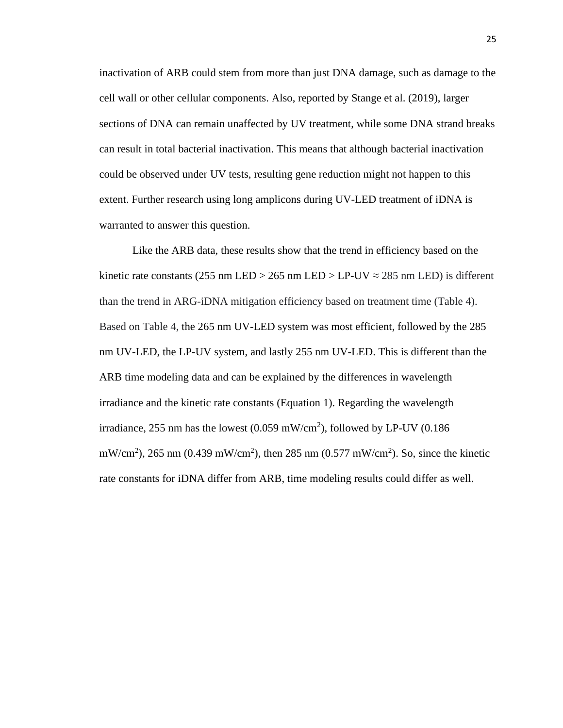inactivation of ARB could stem from more than just DNA damage, such as damage to the cell wall or other cellular components. Also, reported by Stange et al. (2019), larger sections of DNA can remain unaffected by UV treatment, while some DNA strand breaks can result in total bacterial inactivation. This means that although bacterial inactivation could be observed under UV tests, resulting gene reduction might not happen to this extent. Further research using long amplicons during UV-LED treatment of iDNA is warranted to answer this question.

Like the ARB data, these results show that the trend in efficiency based on the kinetic rate constants (255 nm LED > 265 nm LED > LP-UV ≈ 285 nm LED) is different than the trend in ARG-iDNA mitigation efficiency based on treatment time (Table 4). Based on Table 4, the 265 nm UV-LED system was most efficient, followed by the 285 nm UV-LED, the LP-UV system, and lastly 255 nm UV-LED. This is different than the ARB time modeling data and can be explained by the differences in wavelength irradiance and the kinetic rate constants (Equation 1). Regarding the wavelength irradiance, 255 nm has the lowest (0.059 $mW/cm^2$), followed by LP-UV (0.186 $mW/cm^2$), 265 nm (0.439 $mW/cm^2$), then 285 nm (0.577 $mW/cm^2$). So, since the kinetic rate constants for iDNA differ from ARB, time modeling results could differ as well.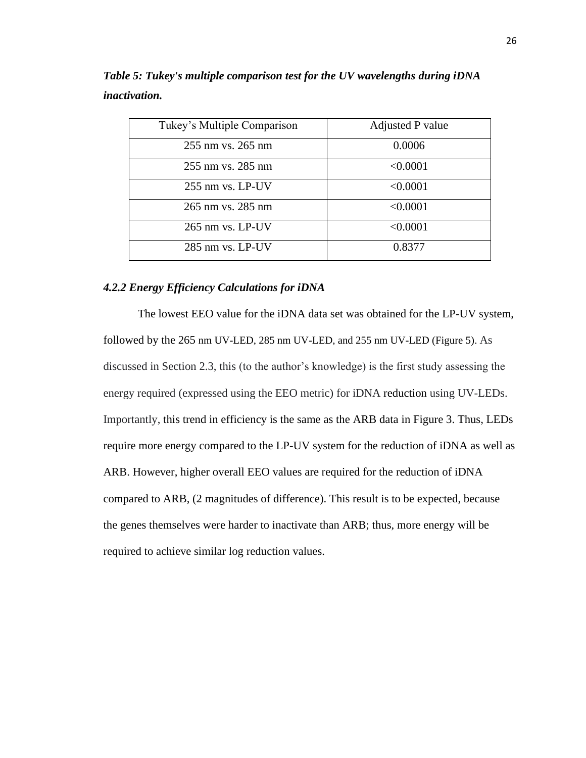***Table 5: Tukey's multiple comparison test for the UV wavelengths during iDNA inactivation.***

| Tukey's Multiple Comparison | Adjusted P value |
|---|---|
| 255 nm vs. 265 nm | 0.0006 |
| 255 nm vs. 285 nm | <0.0001 |
| 255 nm vs. LP-UV | <0.0001 |
| 265 nm vs. 285 nm | <0.0001 |
| 265 nm vs. LP-UV | <0.0001 |
| 285 nm vs. LP-UV | 0.8377 |

#### *4.2.2 Energy Efficiency Calculations for iDNA*

The lowest EEO value for the iDNA data set was obtained for the LP-UV system, followed by the 265 nm UV-LED, 285 nm UV-LED, and 255 nm UV-LED (Figure 5). As discussed in Section 2.3, this (to the author's knowledge) is the first study assessing the energy required (expressed using the EEO metric) for iDNA reduction using UV-LEDs. Importantly, this trend in efficiency is the same as the ARB data in Figure 3. Thus, LEDs require more energy compared to the LP-UV system for the reduction of iDNA as well as ARB. However, higher overall EEO values are required for the reduction of iDNA compared to ARB, (2 magnitudes of difference). This result is to be expected, because the genes themselves were harder to inactivate than ARB; thus, more energy will be required to achieve similar log reduction values.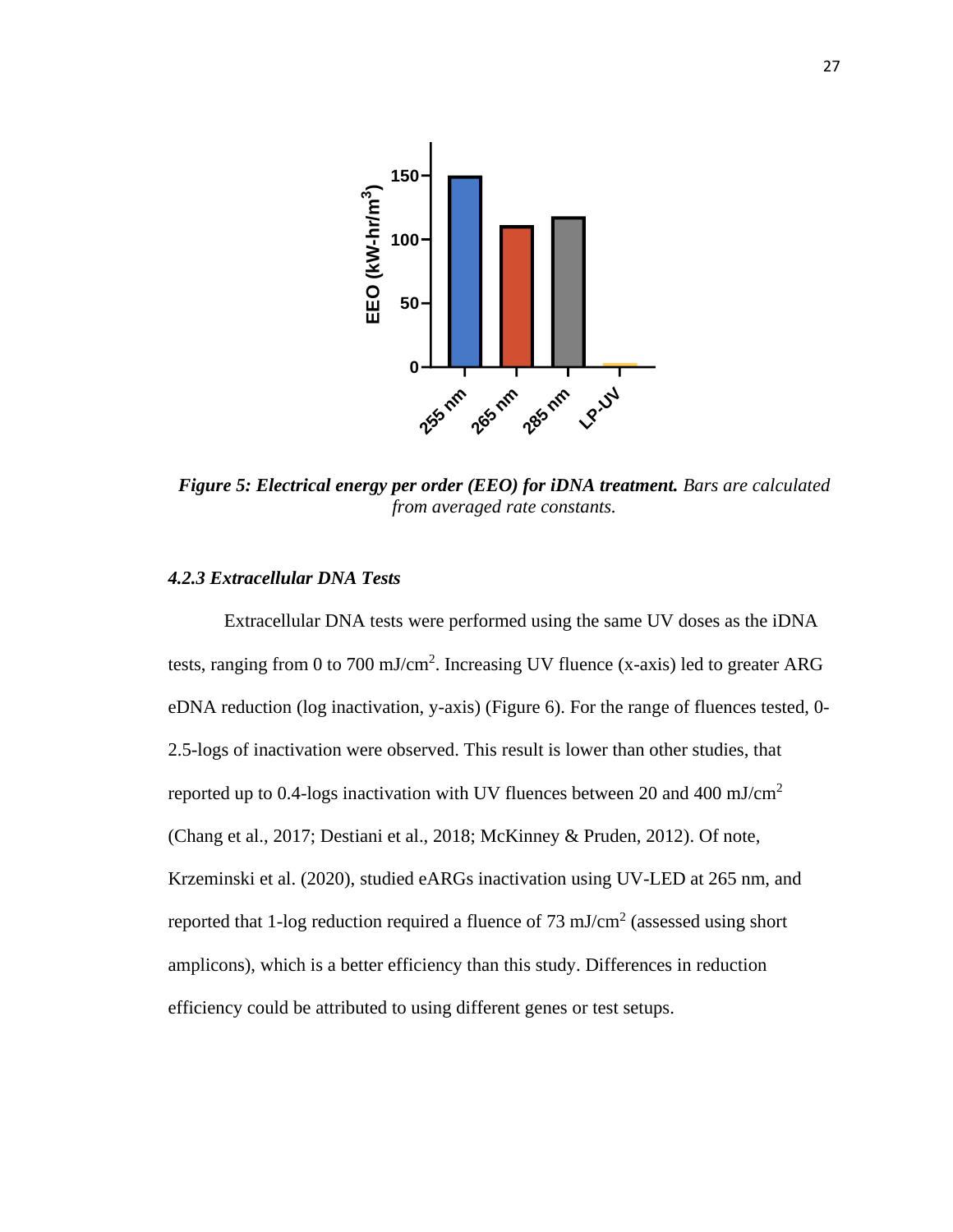*__Figure 5: Electrical energy per order (EEO) for iDNA treatment.__ Bars are calculated from averaged rate constants.*

#### *4.2.3 Extracellular DNA Tests*

Extracellular DNA tests were performed using the same UV doses as the iDNA tests, ranging from 0 to 700 mJ/cm$^2$. Increasing UV fluence (x-axis) led to greater ARG eDNA reduction (log inactivation, y-axis) (Figure 6). For the range of fluences tested, 0-2.5-logs of inactivation were observed. This result is lower than other studies, that reported up to 0.4-logs inactivation with UV fluences between 20 and 400 mJ/cm$^2$ (Chang et al., 2017; Destiani et al., 2018; McKinney & Pruden, 2012). Of note, Krzeminski et al. (2020), studied eARGs inactivation using UV-LED at 265 nm, and reported that 1-log reduction required a fluence of 73 mJ/cm$^2$ (assessed using short amplicons), which is a better efficiency than this study. Differences in reduction efficiency could be attributed to using different genes or test setups.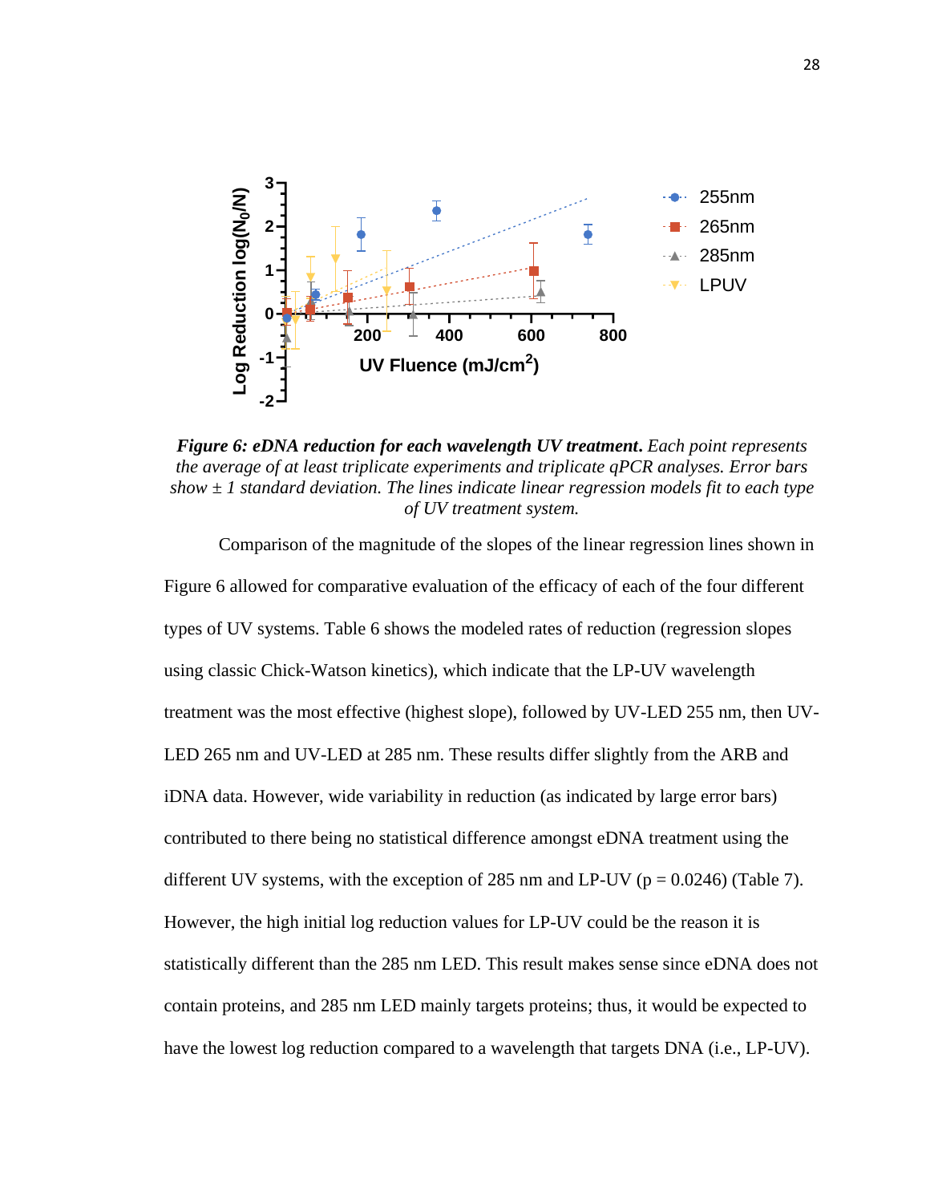***Figure 6: eDNA reduction for each wavelength UV treatment.** Each point represents the average of at least triplicate experiments and triplicate qPCR analyses. Error bars show ± 1 standard deviation. The lines indicate linear regression models fit to each type of UV treatment system.*

Comparison of the magnitude of the slopes of the linear regression lines shown in Figure 6 allowed for comparative evaluation of the efficacy of each of the four different types of UV systems. Table 6 shows the modeled rates of reduction (regression slopes using classic Chick-Watson kinetics), which indicate that the LP-UV wavelength treatment was the most effective (highest slope), followed by UV-LED 255 nm, then UV-LED 265 nm and UV-LED at 285 nm. These results differ slightly from the ARB and iDNA data. However, wide variability in reduction (as indicated by large error bars) contributed to there being no statistical difference amongst eDNA treatment using the different UV systems, with the exception of 285 nm and LP-UV ($p = 0.0246$) (Table 7). However, the high initial log reduction values for LP-UV could be the reason it is statistically different than the 285 nm LED. This result makes sense since eDNA does not contain proteins, and 285 nm LED mainly targets proteins; thus, it would be expected to have the lowest log reduction compared to a wavelength that targets DNA (i.e., LP-UV).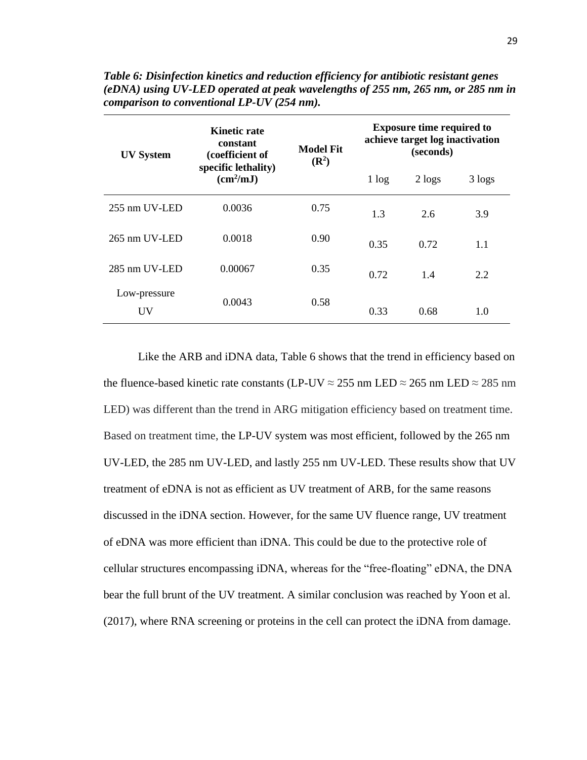***Table 6: Disinfection kinetics and reduction efficiency for antibiotic resistant genes (eDNA) using UV-LED operated at peak wavelengths of 255 nm, 265 nm, or 285 nm in comparison to conventional LP-UV (254 nm).***

| **UV System** | **Kinetic rate constant (coefficient of specific lethality) ($cm^2/mJ$)** | **Model Fit ($R^2$)** | **Exposure time required to achieve target log inactivation (seconds)** | | |
|---|---|---|---|---|---|
| | | | 1 log | 2 logs | 3 logs |
| 255 nm UV-LED | 0.0036 | 0.75 | 1.3 | 2.6 | 3.9 |
| 265 nm UV-LED | 0.0018 | 0.90 | 0.35 | 0.72 | 1.1 |
| 285 nm UV-LED | 0.00067 | 0.35 | 0.72 | 1.4 | 2.2 |
| Low-pressure UV | 0.0043 | 0.58 | 0.33 | 0.68 | 1.0 |

Like the ARB and iDNA data, Table 6 shows that the trend in efficiency based on the fluence-based kinetic rate constants (LP-UV ≈ 255 nm LED ≈ 265 nm LED ≈ 285 nm LED) was different than the trend in ARG mitigation efficiency based on treatment time. Based on treatment time, the LP-UV system was most efficient, followed by the 265 nm UV-LED, the 285 nm UV-LED, and lastly 255 nm UV-LED. These results show that UV treatment of eDNA is not as efficient as UV treatment of ARB, for the same reasons discussed in the iDNA section. However, for the same UV fluence range, UV treatment of eDNA was more efficient than iDNA. This could be due to the protective role of cellular structures encompassing iDNA, whereas for the "free-floating" eDNA, the DNA bear the full brunt of the UV treatment. A similar conclusion was reached by Yoon et al. (2017), where RNA screening or proteins in the cell can protect the iDNA from damage.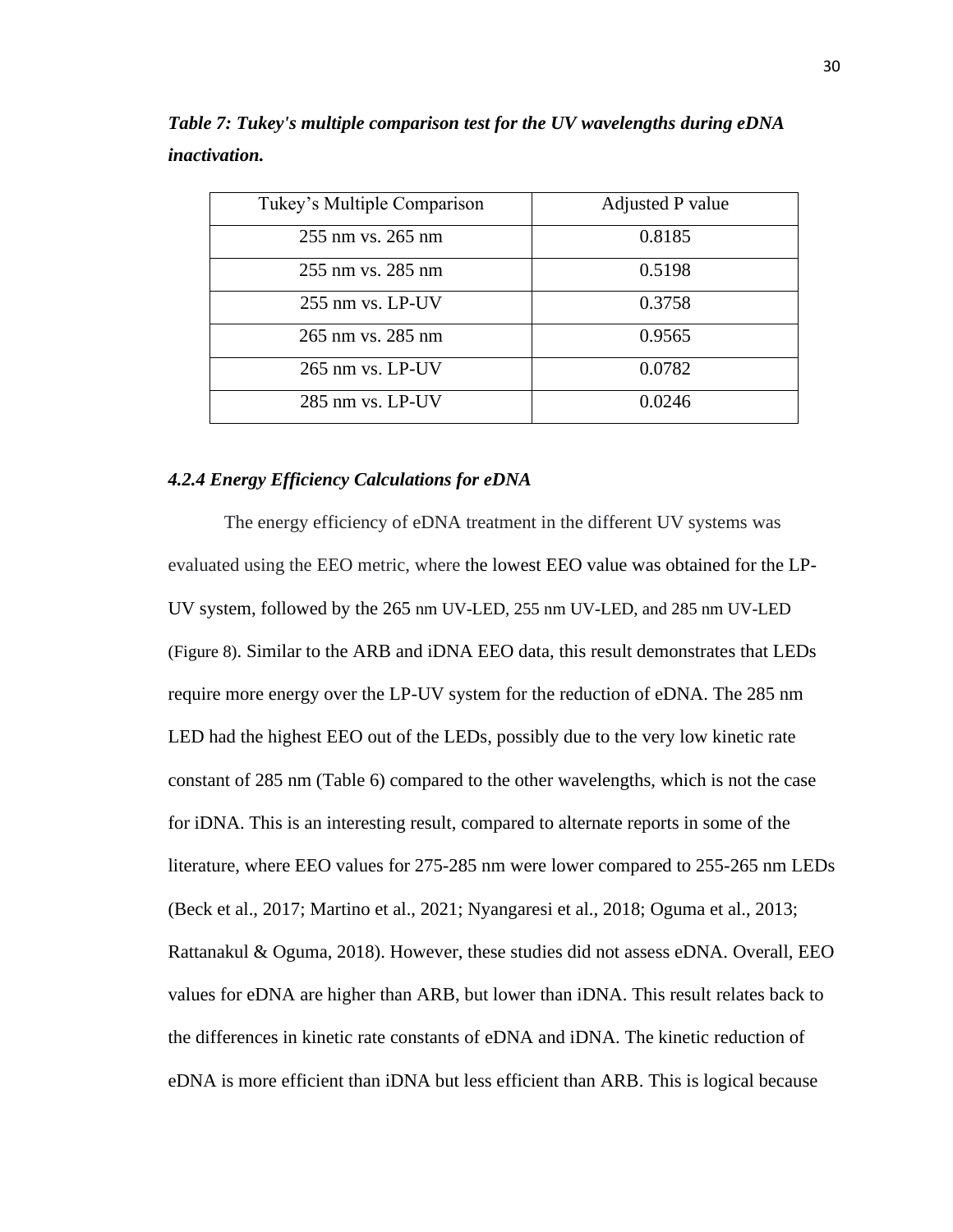***Table 7: Tukey's multiple comparison test for the UV wavelengths during eDNA inactivation.***

| Tukey's Multiple Comparison | Adjusted P value |
| --- | --- |
| 255 nm vs. 265 nm | 0.8185 |
| 255 nm vs. 285 nm | 0.5198 |
| 255 nm vs. LP-UV | 0.3758 |
| 265 nm vs. 285 nm | 0.9565 |
| 265 nm vs. LP-UV | 0.0782 |
| 285 nm vs. LP-UV | 0.0246 |

### *4.2.4 Energy Efficiency Calculations for eDNA*

The energy efficiency of eDNA treatment in the different UV systems was evaluated using the EEO metric, where the lowest EEO value was obtained for the LP-UV system, followed by the 265 nm UV-LED, 255 nm UV-LED, and 285 nm UV-LED (Figure 8). Similar to the ARB and iDNA EEO data, this result demonstrates that LEDs require more energy over the LP-UV system for the reduction of eDNA. The 285 nm LED had the highest EEO out of the LEDs, possibly due to the very low kinetic rate constant of 285 nm (Table 6) compared to the other wavelengths, which is not the case for iDNA. This is an interesting result, compared to alternate reports in some of the literature, where EEO values for 275-285 nm were lower compared to 255-265 nm LEDs (Beck et al., 2017; Martino et al., 2021; Nyangaresi et al., 2018; Oguma et al., 2013; Rattanakul & Oguma, 2018). However, these studies did not assess eDNA. Overall, EEO values for eDNA are higher than ARB, but lower than iDNA. This result relates back to the differences in kinetic rate constants of eDNA and iDNA. The kinetic reduction of eDNA is more efficient than iDNA but less efficient than ARB. This is logical because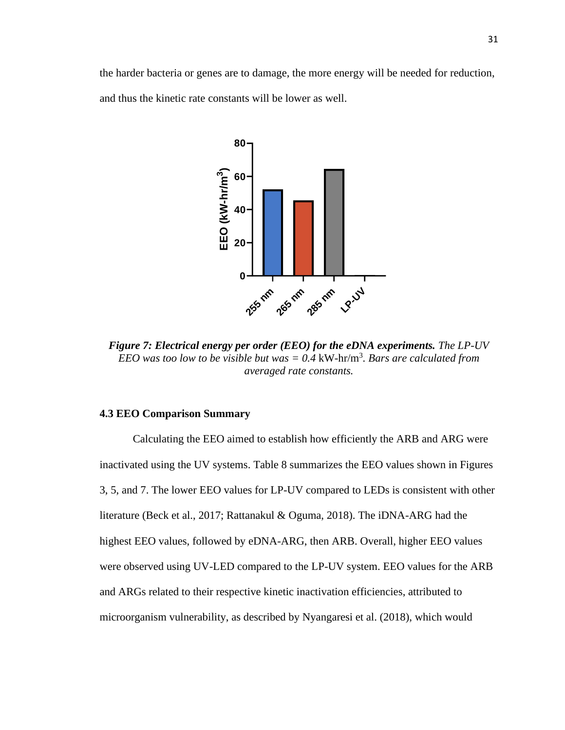the harder bacteria or genes are to damage, the more energy will be needed for reduction, and thus the kinetic rate constants will be lower as well.

***Figure 7: Electrical energy per order (EEO) for the eDNA experiments.*** *The LP-UV EEO was too low to be visible but was = 0.4* kW-hr/m$^3$*. Bars are calculated from averaged rate constants.*

### 4.3 EEO Comparison Summary

Calculating the EEO aimed to establish how efficiently the ARB and ARG were inactivated using the UV systems. Table 8 summarizes the EEO values shown in Figures 3, 5, and 7. The lower EEO values for LP-UV compared to LEDs is consistent with other literature (Beck et al., 2017; Rattanakul & Oguma, 2018). The iDNA-ARG had the highest EEO values, followed by eDNA-ARG, then ARB. Overall, higher EEO values were observed using UV-LED compared to the LP-UV system. EEO values for the ARB and ARGs related to their respective kinetic inactivation efficiencies, attributed to microorganism vulnerability, as described by Nyangaresi et al. (2018), which would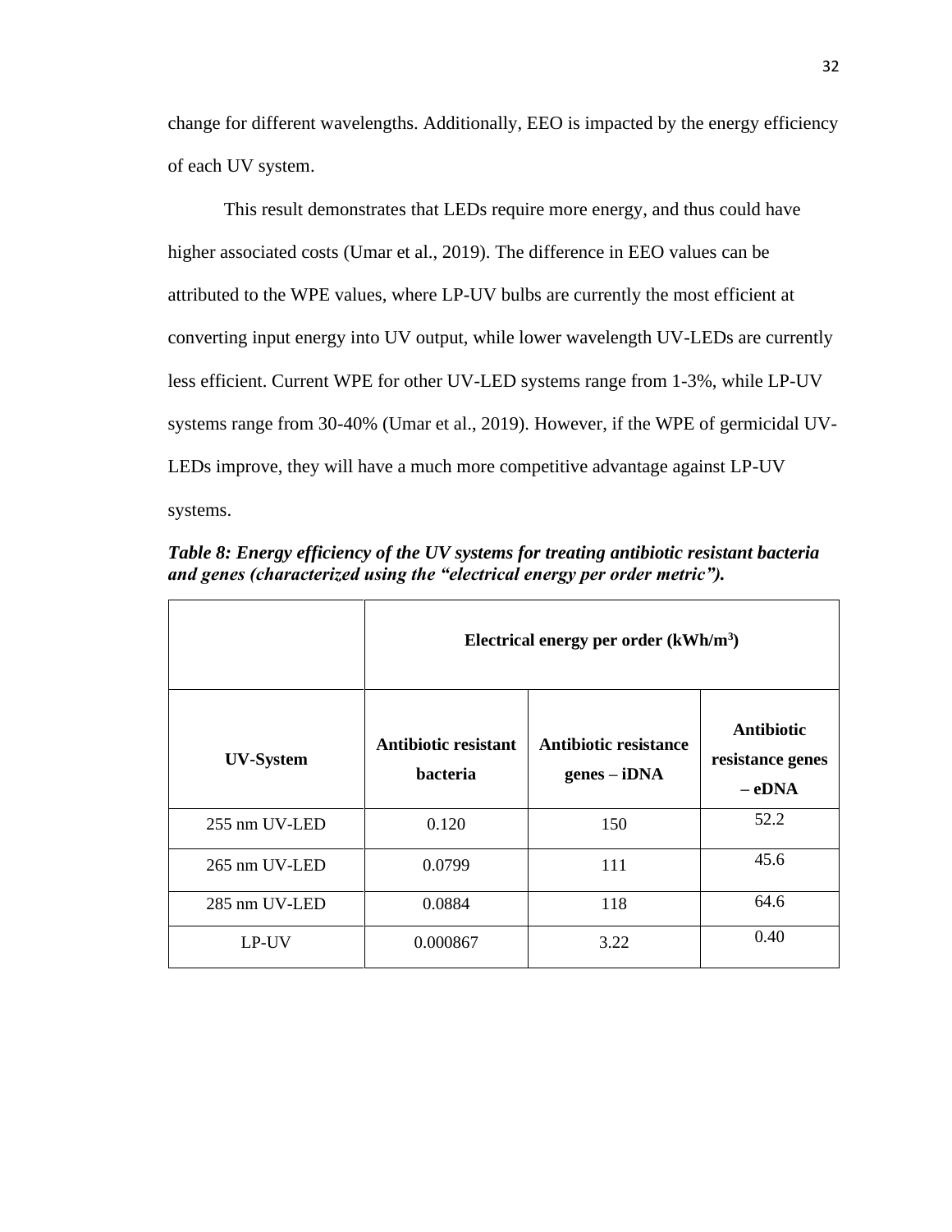change for different wavelengths. Additionally, EEO is impacted by the energy efficiency of each UV system.

This result demonstrates that LEDs require more energy, and thus could have higher associated costs (Umar et al., 2019). The difference in EEO values can be attributed to the WPE values, where LP-UV bulbs are currently the most efficient at converting input energy into UV output, while lower wavelength UV-LEDs are currently less efficient. Current WPE for other UV-LED systems range from 1-3%, while LP-UV systems range from 30-40% (Umar et al., 2019). However, if the WPE of germicidal UV-LEDs improve, they will have a much more competitive advantage against LP-UV systems.

***Table 8: Energy efficiency of the UV systems for treating antibiotic resistant bacteria and genes (characterized using the "electrical energy per order metric").***

| | **Electrical energy per order (kWh/m$^3$)** | | |
|---|---|---|---|
| **UV-System** | **Antibiotic resistant bacteria** | **Antibiotic resistance genes – iDNA** | **Antibiotic resistance genes – eDNA** |
| 255 nm UV-LED | 0.120 | 150 | 52.2 |
| 265 nm UV-LED | 0.0799 | 111 | 45.6 |
| 285 nm UV-LED | 0.0884 | 118 | 64.6 |
| LP-UV | 0.000867 | 3.22 | 0.40 |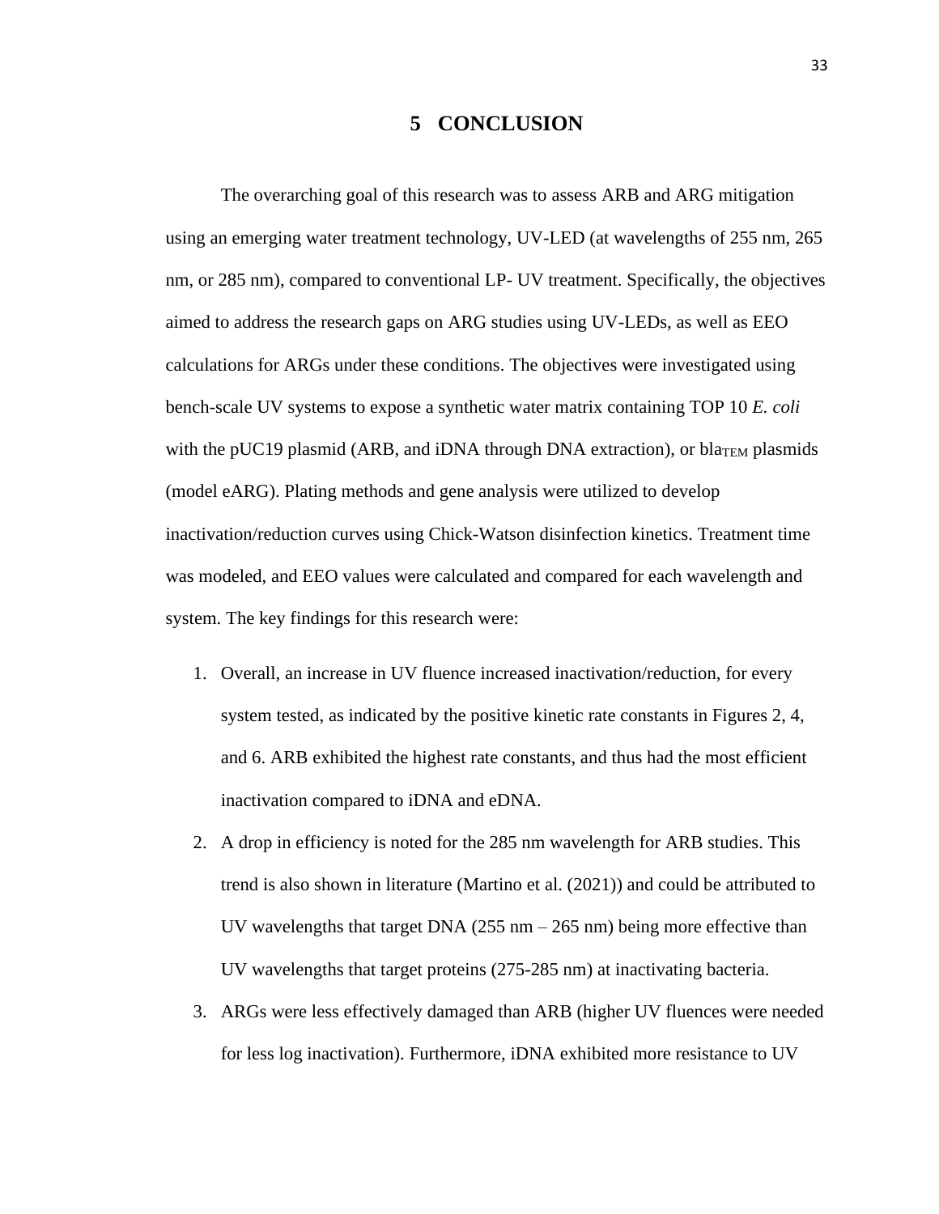# 5 CONCLUSION

The overarching goal of this research was to assess ARB and ARG mitigation using an emerging water treatment technology, UV-LED (at wavelengths of 255 nm, 265 nm, or 285 nm), compared to conventional LP- UV treatment. Specifically, the objectives aimed to address the research gaps on ARG studies using UV-LEDs, as well as EEO calculations for ARGs under these conditions. The objectives were investigated using bench-scale UV systems to expose a synthetic water matrix containing TOP 10 *E. coli* with the pUC19 plasmid (ARB, and iDNA through DNA extraction), or $bla_{TEM}$ plasmids (model eARG). Plating methods and gene analysis were utilized to develop inactivation/reduction curves using Chick-Watson disinfection kinetics. Treatment time was modeled, and EEO values were calculated and compared for each wavelength and system. The key findings for this research were:

1. Overall, an increase in UV fluence increased inactivation/reduction, for every system tested, as indicated by the positive kinetic rate constants in Figures 2, 4, and 6. ARB exhibited the highest rate constants, and thus had the most efficient inactivation compared to iDNA and eDNA.
2. A drop in efficiency is noted for the 285 nm wavelength for ARB studies. This trend is also shown in literature (Martino et al. (2021)) and could be attributed to UV wavelengths that target DNA (255 nm – 265 nm) being more effective than UV wavelengths that target proteins (275-285 nm) at inactivating bacteria.
3. ARGs were less effectively damaged than ARB (higher UV fluences were needed for less log inactivation). Furthermore, iDNA exhibited more resistance to UV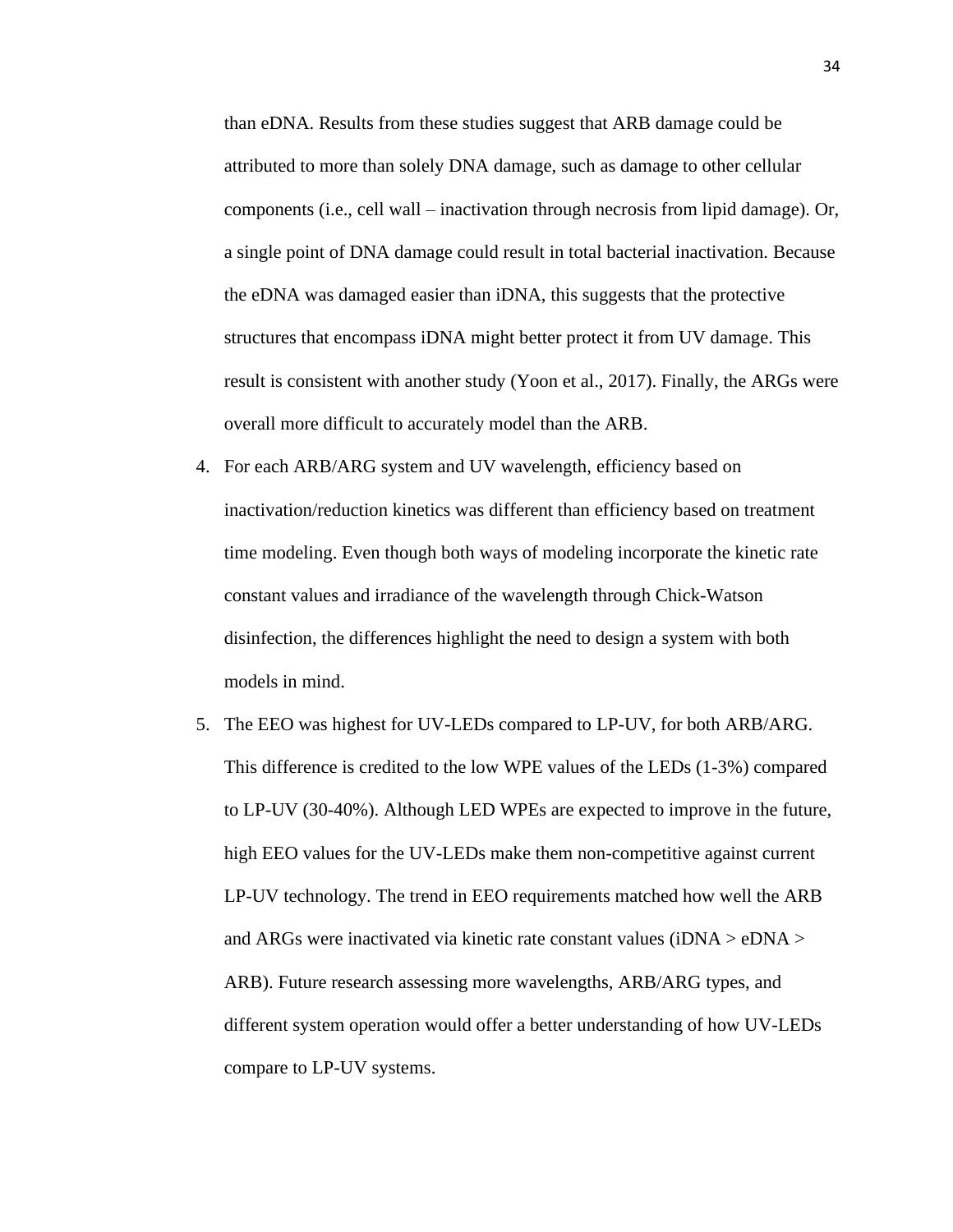than eDNA. Results from these studies suggest that ARB damage could be attributed to more than solely DNA damage, such as damage to other cellular components (i.e., cell wall – inactivation through necrosis from lipid damage). Or, a single point of DNA damage could result in total bacterial inactivation. Because the eDNA was damaged easier than iDNA, this suggests that the protective structures that encompass iDNA might better protect it from UV damage. This result is consistent with another study (Yoon et al., 2017). Finally, the ARGs were overall more difficult to accurately model than the ARB.

4. For each ARB/ARG system and UV wavelength, efficiency based on inactivation/reduction kinetics was different than efficiency based on treatment time modeling. Even though both ways of modeling incorporate the kinetic rate constant values and irradiance of the wavelength through Chick-Watson disinfection, the differences highlight the need to design a system with both models in mind.
5. The EEO was highest for UV-LEDs compared to LP-UV, for both ARB/ARG. This difference is credited to the low WPE values of the LEDs (1-3%) compared to LP-UV (30-40%). Although LED WPEs are expected to improve in the future, high EEO values for the UV-LEDs make them non-competitive against current LP-UV technology. The trend in EEO requirements matched how well the ARB and ARGs were inactivated via kinetic rate constant values (iDNA > eDNA > ARB). Future research assessing more wavelengths, ARB/ARG types, and different system operation would offer a better understanding of how UV-LEDs compare to LP-UV systems.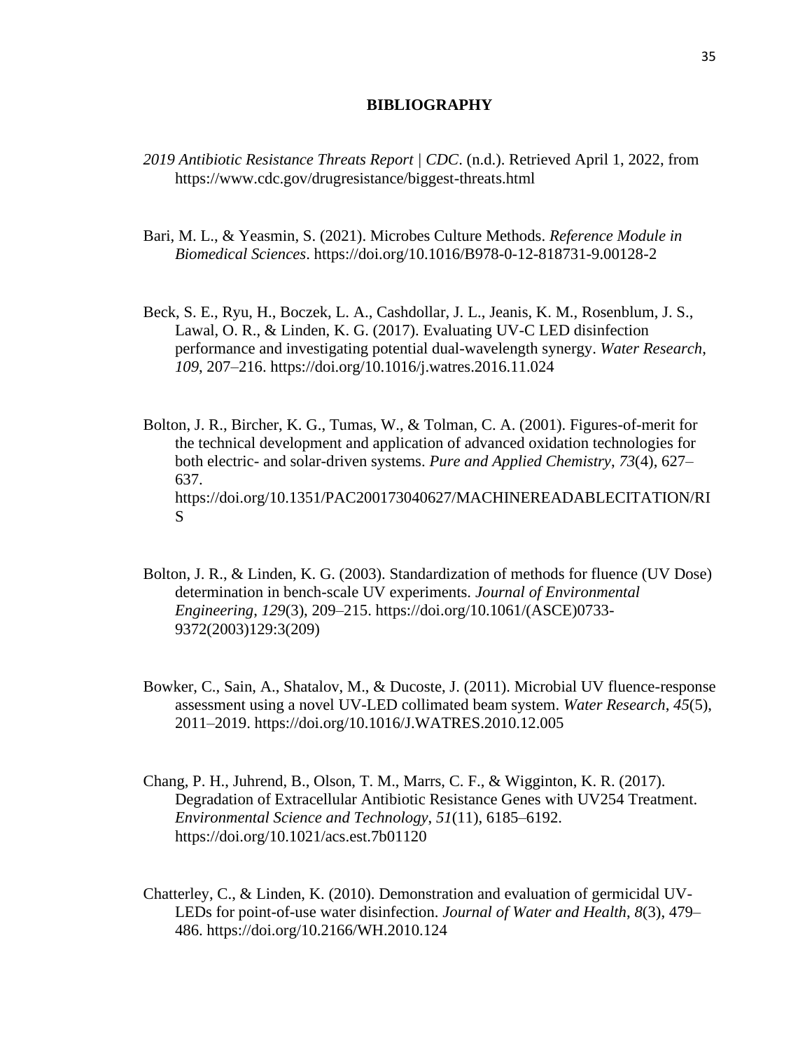# BIBLIOGRAPHY

*2019 Antibiotic Resistance Threats Report | CDC*. (n.d.). Retrieved April 1, 2022, from https://www.cdc.gov/drugresistance/biggest-threats.html

Bari, M. L., & Yeasmin, S. (2021). Microbes Culture Methods. *Reference Module in Biomedical Sciences*. https://doi.org/10.1016/B978-0-12-818731-9.00128-2

Beck, S. E., Ryu, H., Boczek, L. A., Cashdollar, J. L., Jeanis, K. M., Rosenblum, J. S., Lawal, O. R., & Linden, K. G. (2017). Evaluating UV-C LED disinfection performance and investigating potential dual-wavelength synergy. *Water Research*, *109*, 207–216. https://doi.org/10.1016/j.watres.2016.11.024

Bolton, J. R., Bircher, K. G., Tumas, W., & Tolman, C. A. (2001). Figures-of-merit for the technical development and application of advanced oxidation technologies for both electric- and solar-driven systems. *Pure and Applied Chemistry*, *73*(4), 627–637. https://doi.org/10.1351/PAC200173040627/MACHINEREADABLECITATION/RIS

Bolton, J. R., & Linden, K. G. (2003). Standardization of methods for fluence (UV Dose) determination in bench-scale UV experiments. *Journal of Environmental Engineering*, *129*(3), 209–215. https://doi.org/10.1061/(ASCE)0733-9372(2003)129:3(209)

Bowker, C., Sain, A., Shatalov, M., & Ducoste, J. (2011). Microbial UV fluence-response assessment using a novel UV-LED collimated beam system. *Water Research*, *45*(5), 2011–2019. https://doi.org/10.1016/J.WATRES.2010.12.005

Chang, P. H., Juhrend, B., Olson, T. M., Marrs, C. F., & Wigginton, K. R. (2017). Degradation of Extracellular Antibiotic Resistance Genes with UV254 Treatment. *Environmental Science and Technology*, *51*(11), 6185–6192. https://doi.org/10.1021/acs.est.7b01120

Chatterley, C., & Linden, K. (2010). Demonstration and evaluation of germicidal UV-LEDs for point-of-use water disinfection. *Journal of Water and Health*, *8*(3), 479–486. https://doi.org/10.2166/WH.2010.124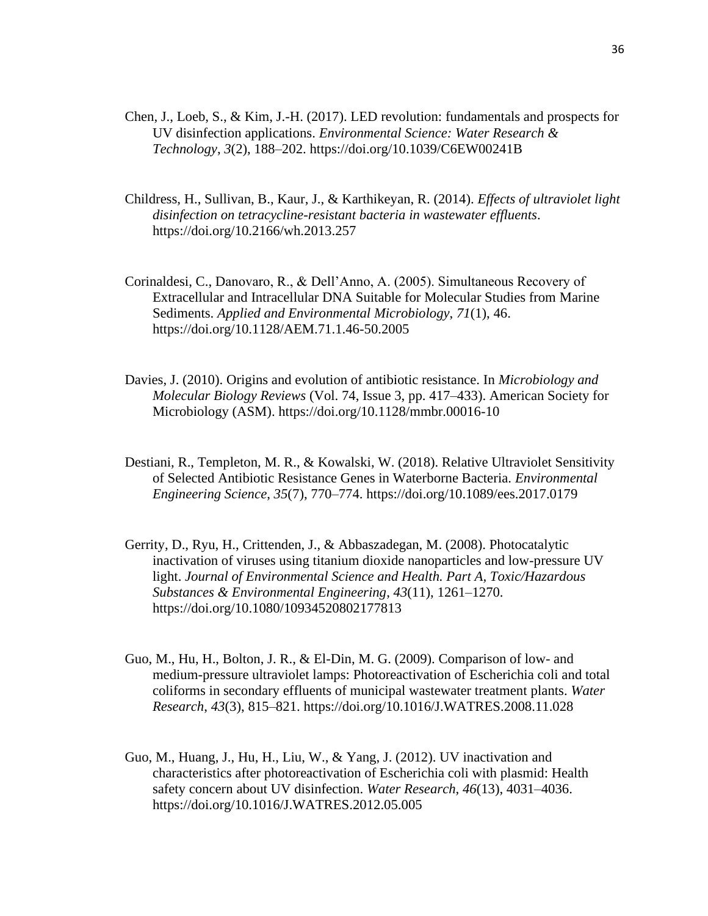Chen, J., Loeb, S., & Kim, J.-H. (2017). LED revolution: fundamentals and prospects for UV disinfection applications. *Environmental Science: Water Research & Technology*, *3*(2), 188–202. https://doi.org/10.1039/C6EW00241B

Childress, H., Sullivan, B., Kaur, J., & Karthikeyan, R. (2014). *Effects of ultraviolet light disinfection on tetracycline-resistant bacteria in wastewater effluents*. https://doi.org/10.2166/wh.2013.257

Corinaldesi, C., Danovaro, R., & Dell'Anno, A. (2005). Simultaneous Recovery of Extracellular and Intracellular DNA Suitable for Molecular Studies from Marine Sediments. *Applied and Environmental Microbiology*, *71*(1), 46. https://doi.org/10.1128/AEM.71.1.46-50.2005

Davies, J. (2010). Origins and evolution of antibiotic resistance. In *Microbiology and Molecular Biology Reviews* (Vol. 74, Issue 3, pp. 417–433). American Society for Microbiology (ASM). https://doi.org/10.1128/mmbr.00016-10

Destiani, R., Templeton, M. R., & Kowalski, W. (2018). Relative Ultraviolet Sensitivity of Selected Antibiotic Resistance Genes in Waterborne Bacteria. *Environmental Engineering Science*, *35*(7), 770–774. https://doi.org/10.1089/ees.2017.0179

Gerrity, D., Ryu, H., Crittenden, J., & Abbaszadegan, M. (2008). Photocatalytic inactivation of viruses using titanium dioxide nanoparticles and low-pressure UV light. *Journal of Environmental Science and Health. Part A, Toxic/Hazardous Substances & Environmental Engineering*, *43*(11), 1261–1270. https://doi.org/10.1080/10934520802177813

Guo, M., Hu, H., Bolton, J. R., & El-Din, M. G. (2009). Comparison of low- and medium-pressure ultraviolet lamps: Photoreactivation of Escherichia coli and total coliforms in secondary effluents of municipal wastewater treatment plants. *Water Research*, *43*(3), 815–821. https://doi.org/10.1016/J.WATRES.2008.11.028

Guo, M., Huang, J., Hu, H., Liu, W., & Yang, J. (2012). UV inactivation and characteristics after photoreactivation of Escherichia coli with plasmid: Health safety concern about UV disinfection. *Water Research*, *46*(13), 4031–4036. https://doi.org/10.1016/J.WATRES.2012.05.005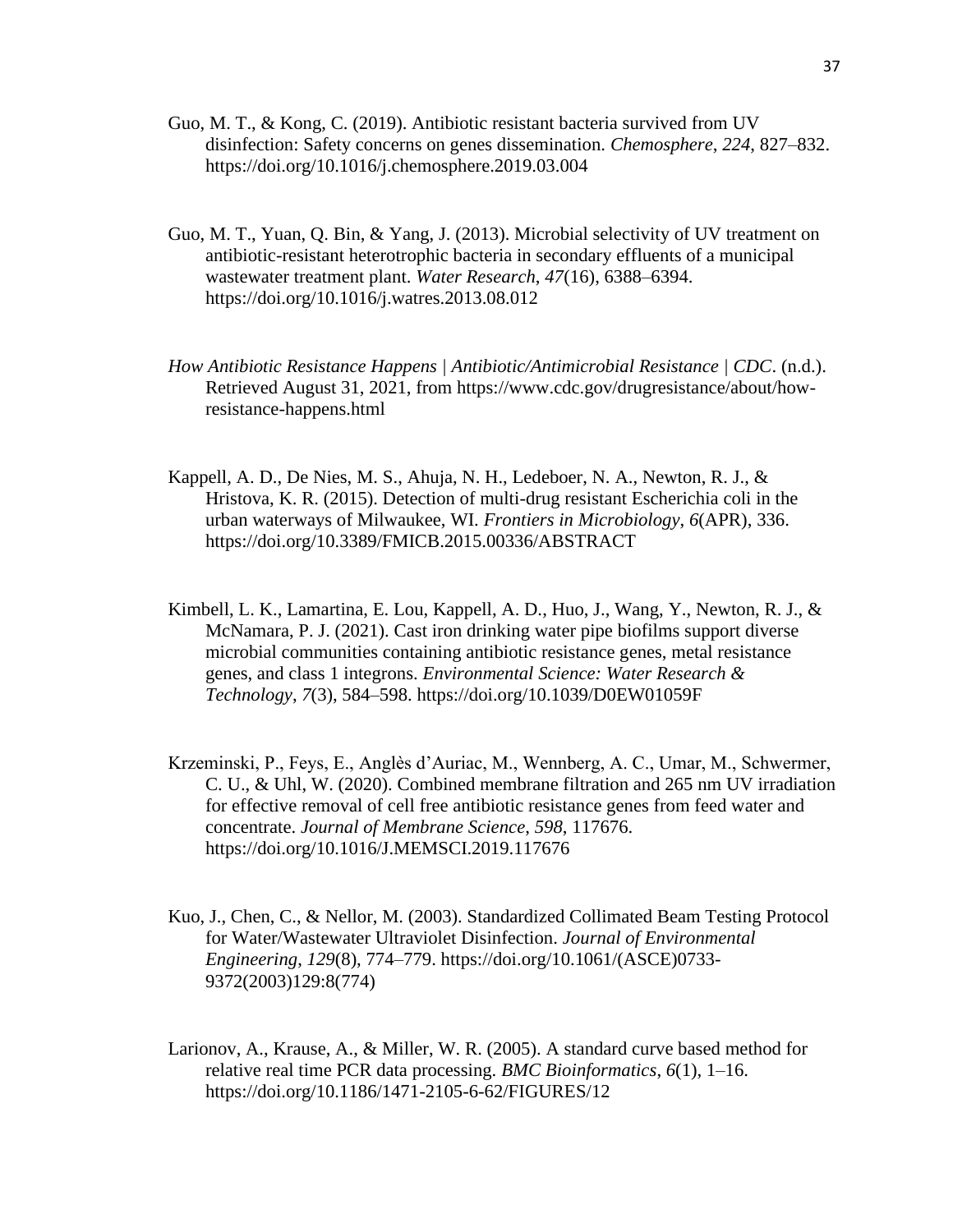Guo, M. T., & Kong, C. (2019). Antibiotic resistant bacteria survived from UV disinfection: Safety concerns on genes dissemination. *Chemosphere*, *224*, 827–832. https://doi.org/10.1016/j.chemosphere.2019.03.004

Guo, M. T., Yuan, Q. Bin, & Yang, J. (2013). Microbial selectivity of UV treatment on antibiotic-resistant heterotrophic bacteria in secondary effluents of a municipal wastewater treatment plant. *Water Research*, *47*(16), 6388–6394. https://doi.org/10.1016/j.watres.2013.08.012

*How Antibiotic Resistance Happens | Antibiotic/Antimicrobial Resistance | CDC*. (n.d.). Retrieved August 31, 2021, from https://www.cdc.gov/drugresistance/about/how-resistance-happens.html

Kappell, A. D., De Nies, M. S., Ahuja, N. H., Ledeboer, N. A., Newton, R. J., & Hristova, K. R. (2015). Detection of multi-drug resistant Escherichia coli in the urban waterways of Milwaukee, WI. *Frontiers in Microbiology*, *6*(APR), 336. https://doi.org/10.3389/FMICB.2015.00336/ABSTRACT

Kimbell, L. K., Lamartina, E. Lou, Kappell, A. D., Huo, J., Wang, Y., Newton, R. J., & McNamara, P. J. (2021). Cast iron drinking water pipe biofilms support diverse microbial communities containing antibiotic resistance genes, metal resistance genes, and class 1 integrons. *Environmental Science: Water Research & Technology*, *7*(3), 584–598. https://doi.org/10.1039/D0EW01059F

Krzeminski, P., Feys, E., Anglès d'Auriac, M., Wennberg, A. C., Umar, M., Schwermer, C. U., & Uhl, W. (2020). Combined membrane filtration and 265 nm UV irradiation for effective removal of cell free antibiotic resistance genes from feed water and concentrate. *Journal of Membrane Science*, *598*, 117676. https://doi.org/10.1016/J.MEMSCI.2019.117676

Kuo, J., Chen, C., & Nellor, M. (2003). Standardized Collimated Beam Testing Protocol for Water/Wastewater Ultraviolet Disinfection. *Journal of Environmental Engineering*, *129*(8), 774–779. https://doi.org/10.1061/(ASCE)0733-9372(2003)129:8(774)

Larionov, A., Krause, A., & Miller, W. R. (2005). A standard curve based method for relative real time PCR data processing. *BMC Bioinformatics*, *6*(1), 1–16. https://doi.org/10.1186/1471-2105-6-62/FIGURES/12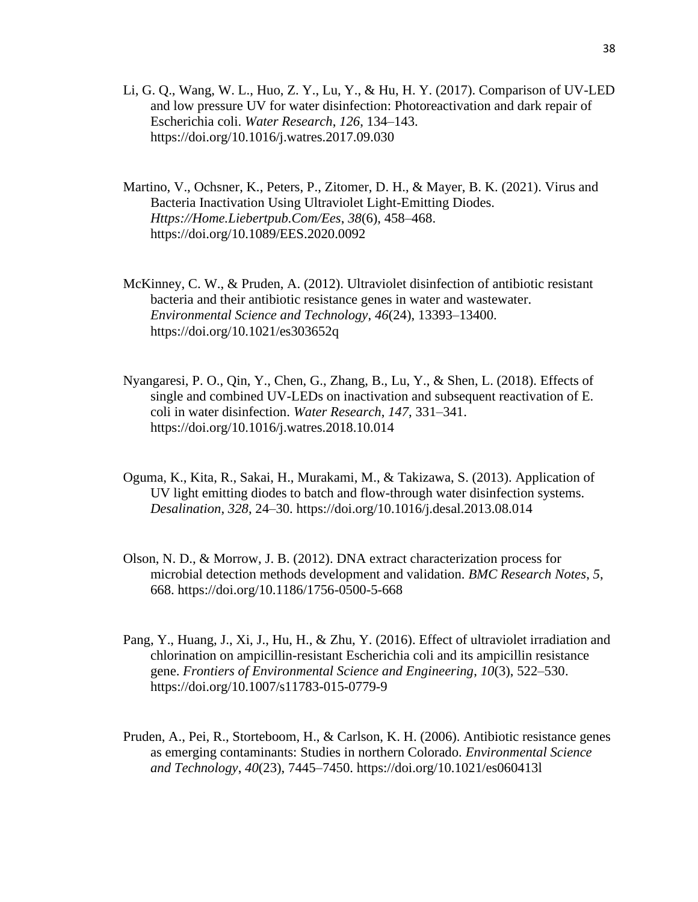Li, G. Q., Wang, W. L., Huo, Z. Y., Lu, Y., & Hu, H. Y. (2017). Comparison of UV-LED and low pressure UV for water disinfection: Photoreactivation and dark repair of Escherichia coli. *Water Research*, *126*, 134–143. https://doi.org/10.1016/j.watres.2017.09.030

Martino, V., Ochsner, K., Peters, P., Zitomer, D. H., & Mayer, B. K. (2021). Virus and Bacteria Inactivation Using Ultraviolet Light-Emitting Diodes. *Https://Home.Liebertpub.Com/Ees*, *38*(6), 458–468. https://doi.org/10.1089/EES.2020.0092

McKinney, C. W., & Pruden, A. (2012). Ultraviolet disinfection of antibiotic resistant bacteria and their antibiotic resistance genes in water and wastewater. *Environmental Science and Technology*, *46*(24), 13393–13400. https://doi.org/10.1021/es303652q

Nyangaresi, P. O., Qin, Y., Chen, G., Zhang, B., Lu, Y., & Shen, L. (2018). Effects of single and combined UV-LEDs on inactivation and subsequent reactivation of E. coli in water disinfection. *Water Research*, *147*, 331–341. https://doi.org/10.1016/j.watres.2018.10.014

Oguma, K., Kita, R., Sakai, H., Murakami, M., & Takizawa, S. (2013). Application of UV light emitting diodes to batch and flow-through water disinfection systems. *Desalination*, *328*, 24–30. https://doi.org/10.1016/j.desal.2013.08.014

Olson, N. D., & Morrow, J. B. (2012). DNA extract characterization process for microbial detection methods development and validation. *BMC Research Notes*, *5*, 668. https://doi.org/10.1186/1756-0500-5-668

Pang, Y., Huang, J., Xi, J., Hu, H., & Zhu, Y. (2016). Effect of ultraviolet irradiation and chlorination on ampicillin-resistant Escherichia coli and its ampicillin resistance gene. *Frontiers of Environmental Science and Engineering*, *10*(3), 522–530. https://doi.org/10.1007/s11783-015-0779-9

Pruden, A., Pei, R., Storteboom, H., & Carlson, K. H. (2006). Antibiotic resistance genes as emerging contaminants: Studies in northern Colorado. *Environmental Science and Technology*, *40*(23), 7445–7450. https://doi.org/10.1021/es060413l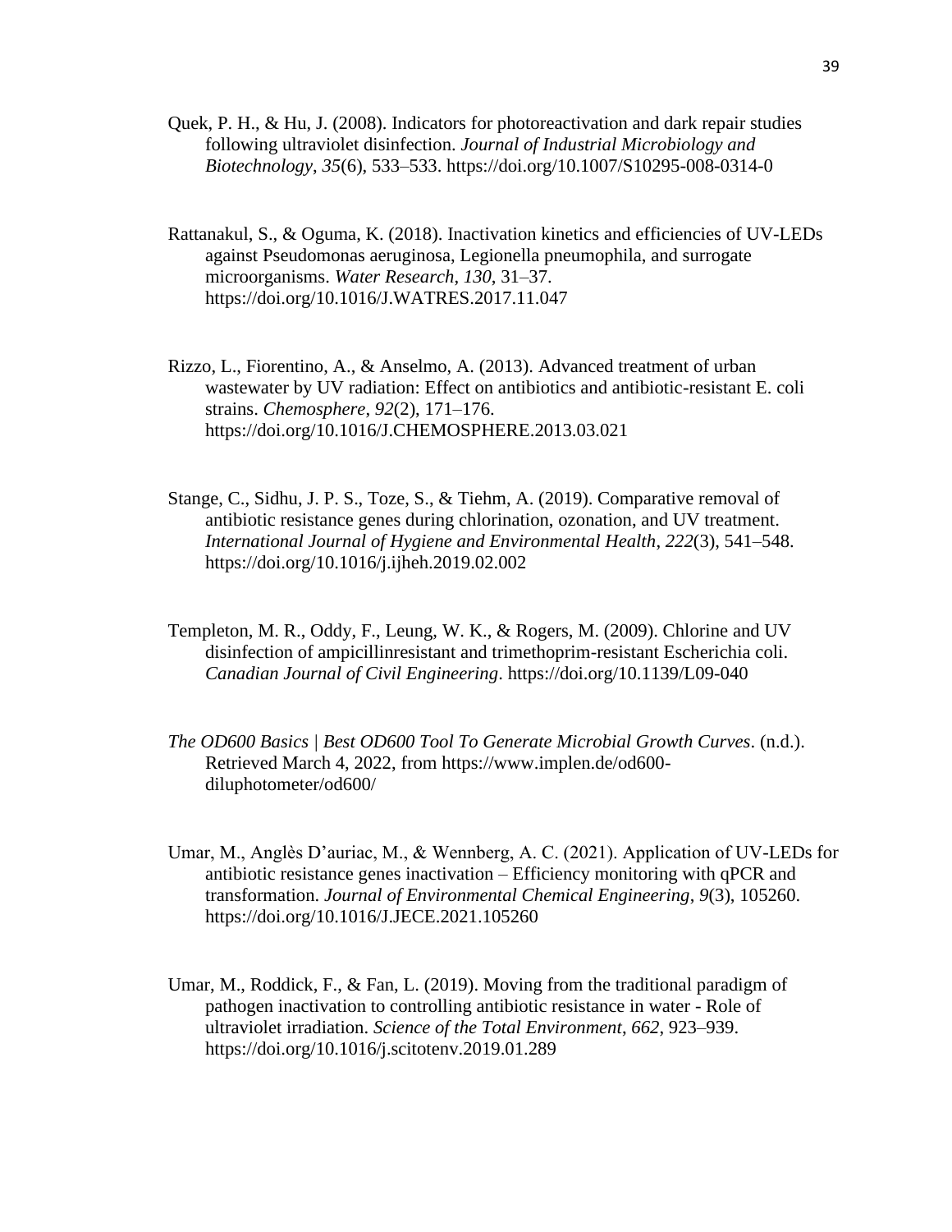Quek, P. H., & Hu, J. (2008). Indicators for photoreactivation and dark repair studies following ultraviolet disinfection. *Journal of Industrial Microbiology and Biotechnology*, *35*(6), 533–533. https://doi.org/10.1007/S10295-008-0314-0

Rattanakul, S., & Oguma, K. (2018). Inactivation kinetics and efficiencies of UV-LEDs against Pseudomonas aeruginosa, Legionella pneumophila, and surrogate microorganisms. *Water Research*, *130*, 31–37. https://doi.org/10.1016/J.WATRES.2017.11.047

Rizzo, L., Fiorentino, A., & Anselmo, A. (2013). Advanced treatment of urban wastewater by UV radiation: Effect on antibiotics and antibiotic-resistant E. coli strains. *Chemosphere*, *92*(2), 171–176. https://doi.org/10.1016/J.CHEMOSPHERE.2013.03.021

Stange, C., Sidhu, J. P. S., Toze, S., & Tiehm, A. (2019). Comparative removal of antibiotic resistance genes during chlorination, ozonation, and UV treatment. *International Journal of Hygiene and Environmental Health*, *222*(3), 541–548. https://doi.org/10.1016/j.ijheh.2019.02.002

Templeton, M. R., Oddy, F., Leung, W. K., & Rogers, M. (2009). Chlorine and UV disinfection of ampicillinresistant and trimethoprim-resistant Escherichia coli. *Canadian Journal of Civil Engineering*. https://doi.org/10.1139/L09-040

*The OD600 Basics | Best OD600 Tool To Generate Microbial Growth Curves*. (n.d.). Retrieved March 4, 2022, from https://www.implen.de/od600-diluphotometer/od600/

Umar, M., Anglès D'auriac, M., & Wennberg, A. C. (2021). Application of UV-LEDs for antibiotic resistance genes inactivation – Efficiency monitoring with qPCR and transformation. *Journal of Environmental Chemical Engineering*, *9*(3), 105260. https://doi.org/10.1016/J.JECE.2021.105260

Umar, M., Roddick, F., & Fan, L. (2019). Moving from the traditional paradigm of pathogen inactivation to controlling antibiotic resistance in water - Role of ultraviolet irradiation. *Science of the Total Environment*, *662*, 923–939. https://doi.org/10.1016/j.scitotenv.2019.01.289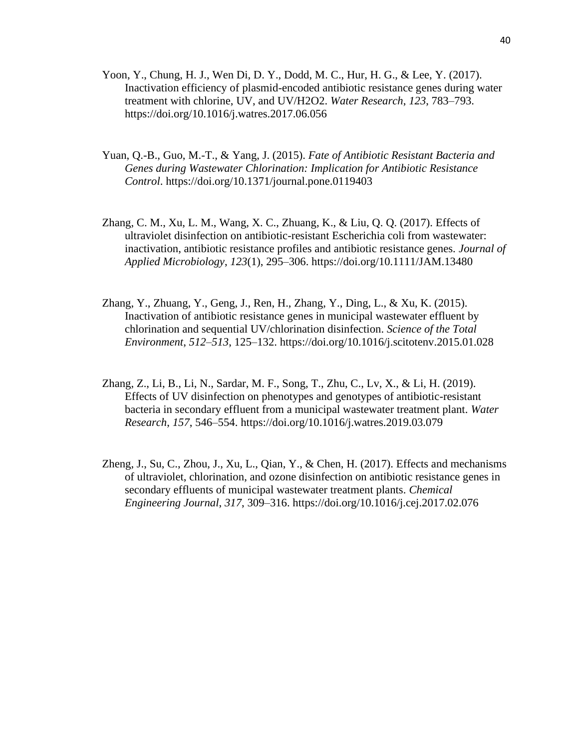Yoon, Y., Chung, H. J., Wen Di, D. Y., Dodd, M. C., Hur, H. G., & Lee, Y. (2017). Inactivation efficiency of plasmid-encoded antibiotic resistance genes during water treatment with chlorine, UV, and UV/H2O2. *Water Research*, *123*, 783–793. https://doi.org/10.1016/j.watres.2017.06.056

Yuan, Q.-B., Guo, M.-T., & Yang, J. (2015). *Fate of Antibiotic Resistant Bacteria and Genes during Wastewater Chlorination: Implication for Antibiotic Resistance Control*. https://doi.org/10.1371/journal.pone.0119403

Zhang, C. M., Xu, L. M., Wang, X. C., Zhuang, K., & Liu, Q. Q. (2017). Effects of ultraviolet disinfection on antibiotic-resistant Escherichia coli from wastewater: inactivation, antibiotic resistance profiles and antibiotic resistance genes. *Journal of Applied Microbiology*, *123*(1), 295–306. https://doi.org/10.1111/JAM.13480

Zhang, Y., Zhuang, Y., Geng, J., Ren, H., Zhang, Y., Ding, L., & Xu, K. (2015). Inactivation of antibiotic resistance genes in municipal wastewater effluent by chlorination and sequential UV/chlorination disinfection. *Science of the Total Environment*, *512–513*, 125–132. https://doi.org/10.1016/j.scitotenv.2015.01.028

Zhang, Z., Li, B., Li, N., Sardar, M. F., Song, T., Zhu, C., Lv, X., & Li, H. (2019). Effects of UV disinfection on phenotypes and genotypes of antibiotic-resistant bacteria in secondary effluent from a municipal wastewater treatment plant. *Water Research*, *157*, 546–554. https://doi.org/10.1016/j.watres.2019.03.079

Zheng, J., Su, C., Zhou, J., Xu, L., Qian, Y., & Chen, H. (2017). Effects and mechanisms of ultraviolet, chlorination, and ozone disinfection on antibiotic resistance genes in secondary effluents of municipal wastewater treatment plants. *Chemical Engineering Journal*, *317*, 309–316. https://doi.org/10.1016/j.cej.2017.02.076